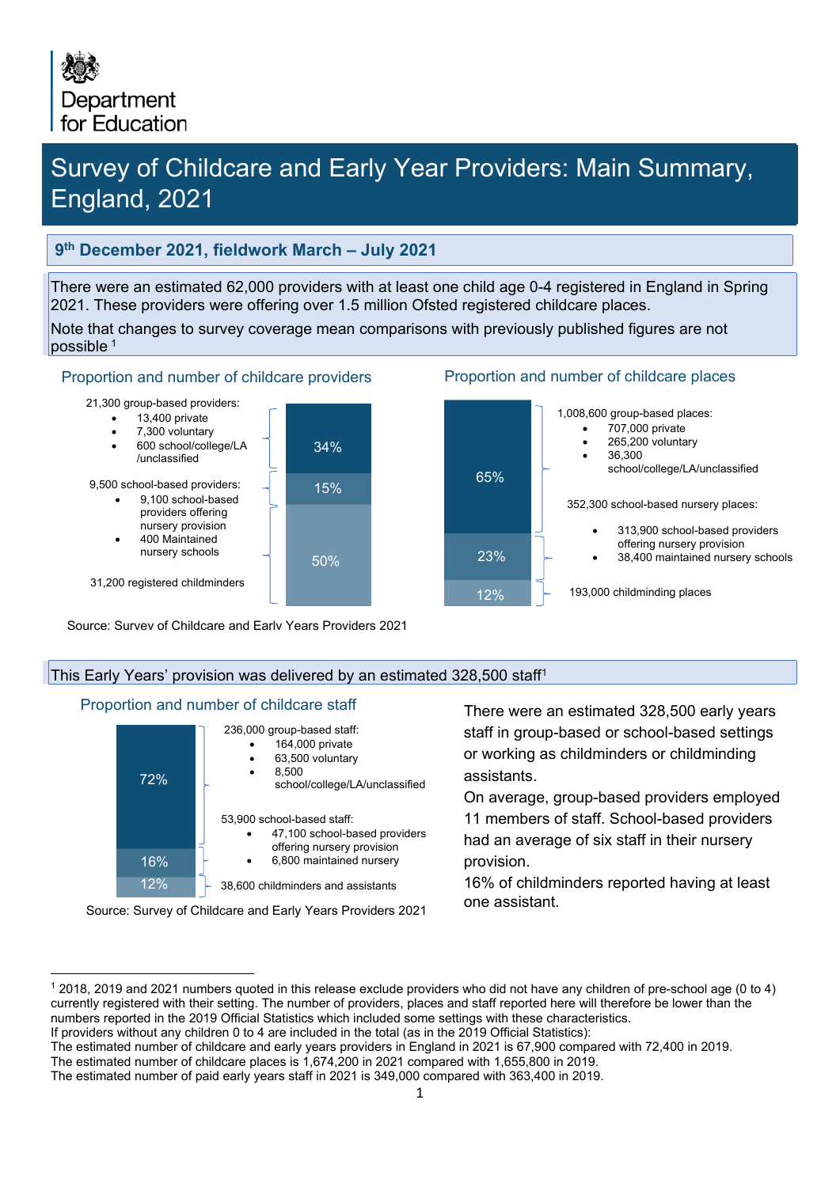Department for Education

# Survey of Childcare and Early Year Providers: Main Summary, England, 2021

## 9th December 2021, fieldwork March – July 2021

There were an estimated 62,000 providers with at least one child age 0-4 registered in England in Spring 2021. These providers were offering over 1.5 million Ofsted registered childcare places.

Note that changes to survey coverage mean comparisons with previously published figures are not possible [1]

### Proportion and number of childcare providers

- 21,300 group-based providers: 34%
  - 13,400 private
  - 7,300 voluntary
  - 600 school/college/LA /unclassified
- 9,500 school-based providers: 15%
  - 9,100 school-based providers offering nursery provision
  - 400 Maintained nursery schools
- 31,200 registered childminders: 50%

Source: Survey of Childcare and Early Years Providers 2021

### Proportion and number of childcare places

- 1,008,600 group-based places: 65%
  - 707,000 private
  - 265,200 voluntary
  - 36,300 school/college/LA/unclassified
- 352,300 school-based nursery places: 23%
  - 313,900 school-based providers offering nursery provision
  - 38,400 maintained nursery schools
- 193,000 childminding places: 12%

## This Early Years' provision was delivered by an estimated 328,500 staff[1]

### Proportion and number of childcare staff

- 236,000 group-based staff: 72%
  - 164,000 private
  - 63,500 voluntary
  - 8,500 school/college/LA/unclassified
- 53,900 school-based staff: 16%
  - 47,100 school-based providers offering nursery provision
  - 6,800 maintained nursery
- 38,600 childminders and assistants: 12%

Source: Survey of Childcare and Early Years Providers 2021

There were an estimated 328,500 early years staff in group-based or school-based settings or working as childminders or childminding assistants.

On average, group-based providers employed 11 members of staff. School-based providers had an average of six staff in their nursery provision.

16% of childminders reported having at least one assistant.

---

[1] 2018, 2019 and 2021 numbers quoted in this release exclude providers who did not have any children of pre-school age (0 to 4) currently registered with their setting. The number of providers, places and staff reported here will therefore be lower than the numbers reported in the 2019 Official Statistics which included some settings with these characteristics.
If providers without any children 0 to 4 are included in the total (as in the 2019 Official Statistics):
The estimated number of childcare and early years providers in England in 2021 is 67,900 compared with 72,400 in 2019.
The estimated number of childcare places is 1,674,200 in 2021 compared with 1,655,800 in 2019.
The estimated number of paid early years staff in 2021 is 349,000 compared with 363,400 in 2019.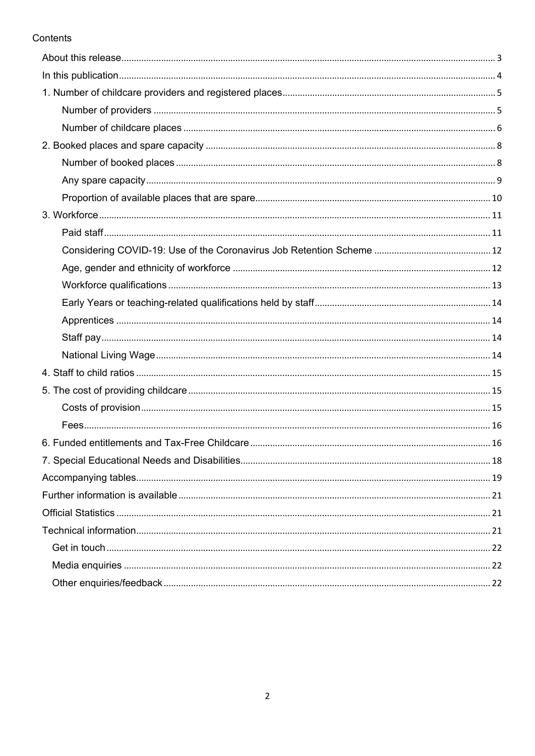Contents

- About this release 3
- In this publication 4
- 1. Number of childcare providers and registered places 5
  - Number of providers 5
  - Number of childcare places 6
- 2. Booked places and spare capacity 8
  - Number of booked places 8
  - Any spare capacity 9
  - Proportion of available places that are spare 10
- 3. Workforce 11
  - Paid staff 11
  - Considering COVID-19: Use of the Coronavirus Job Retention Scheme 12
  - Age, gender and ethnicity of workforce 12
  - Workforce qualifications 13
  - Early Years or teaching-related qualifications held by staff 14
  - Apprentices 14
  - Staff pay 14
  - National Living Wage 14
- 4. Staff to child ratios 15
- 5. The cost of providing childcare 15
  - Costs of provision 15
  - Fees 16
- 6. Funded entitlements and Tax-Free Childcare 16
- 7. Special Educational Needs and Disabilities 18
- Accompanying tables 19
- Further information is available 21
- Official Statistics 21
- Technical information 21
  - Get in touch 22
  - Media enquiries 22
  - Other enquiries/feedback 22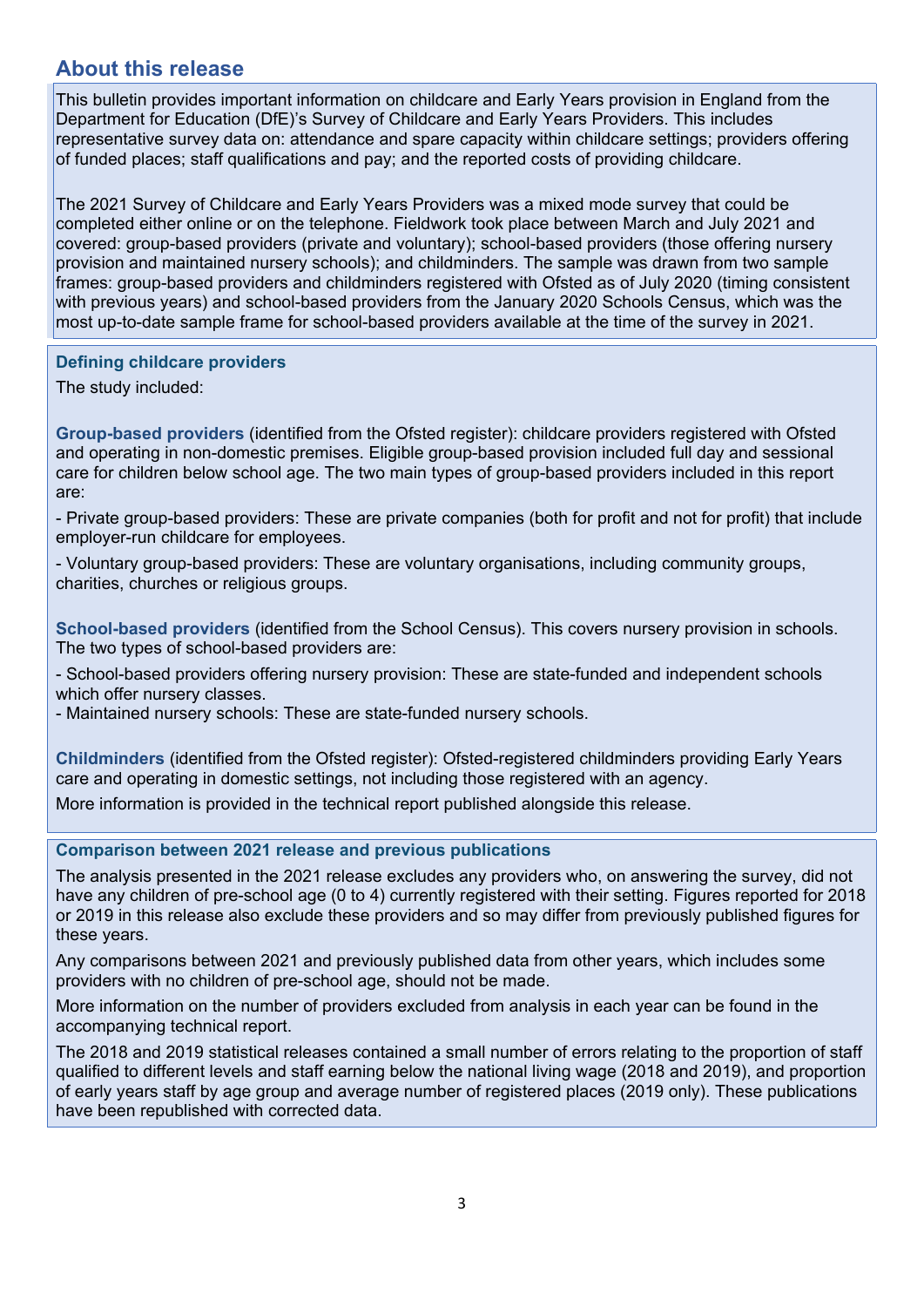## About this release

This bulletin provides important information on childcare and Early Years provision in England from the Department for Education (DfE)'s Survey of Childcare and Early Years Providers. This includes representative survey data on: attendance and spare capacity within childcare settings; providers offering of funded places; staff qualifications and pay; and the reported costs of providing childcare.

The 2021 Survey of Childcare and Early Years Providers was a mixed mode survey that could be completed either online or on the telephone. Fieldwork took place between March and July 2021 and covered: group-based providers (private and voluntary); school-based providers (those offering nursery provision and maintained nursery schools); and childminders. The sample was drawn from two sample frames: group-based providers and childminders registered with Ofsted as of July 2020 (timing consistent with previous years) and school-based providers from the January 2020 Schools Census, which was the most up-to-date sample frame for school-based providers available at the time of the survey in 2021.

### Defining childcare providers

The study included:

**Group-based providers** (identified from the Ofsted register): childcare providers registered with Ofsted and operating in non-domestic premises. Eligible group-based provision included full day and sessional care for children below school age. The two main types of group-based providers included in this report are:

- Private group-based providers: These are private companies (both for profit and not for profit) that include employer-run childcare for employees.
- Voluntary group-based providers: These are voluntary organisations, including community groups, charities, churches or religious groups.

**School-based providers** (identified from the School Census). This covers nursery provision in schools. The two types of school-based providers are:

- School-based providers offering nursery provision: These are state-funded and independent schools which offer nursery classes.
- Maintained nursery schools: These are state-funded nursery schools.

**Childminders** (identified from the Ofsted register): Ofsted-registered childminders providing Early Years care and operating in domestic settings, not including those registered with an agency.

More information is provided in the technical report published alongside this release.

### Comparison between 2021 release and previous publications

The analysis presented in the 2021 release excludes any providers who, on answering the survey, did not have any children of pre-school age (0 to 4) currently registered with their setting. Figures reported for 2018 or 2019 in this release also exclude these providers and so may differ from previously published figures for these years.

Any comparisons between 2021 and previously published data from other years, which includes some providers with no children of pre-school age, should not be made.

More information on the number of providers excluded from analysis in each year can be found in the accompanying technical report.

The 2018 and 2019 statistical releases contained a small number of errors relating to the proportion of staff qualified to different levels and staff earning below the national living wage (2018 and 2019), and proportion of early years staff by age group and average number of registered places (2019 only). These publications have been republished with corrected data.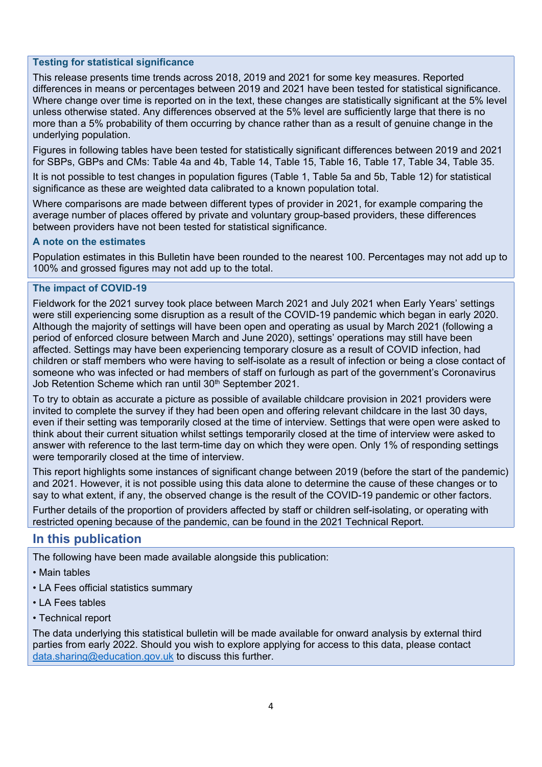### Testing for statistical significance

This release presents time trends across 2018, 2019 and 2021 for some key measures. Reported differences in means or percentages between 2019 and 2021 have been tested for statistical significance. Where change over time is reported on in the text, these changes are statistically significant at the 5% level unless otherwise stated. Any differences observed at the 5% level are sufficiently large that there is no more than a 5% probability of them occurring by chance rather than as a result of genuine change in the underlying population.

Figures in following tables have been tested for statistically significant differences between 2019 and 2021 for SBPs, GBPs and CMs: Table 4a and 4b, Table 14, Table 15, Table 16, Table 17, Table 34, Table 35.

It is not possible to test changes in population figures (Table 1, Table 5a and 5b, Table 12) for statistical significance as these are weighted data calibrated to a known population total.

Where comparisons are made between different types of provider in 2021, for example comparing the average number of places offered by private and voluntary group-based providers, these differences between providers have not been tested for statistical significance.

### A note on the estimates

Population estimates in this Bulletin have been rounded to the nearest 100. Percentages may not add up to 100% and grossed figures may not add up to the total.

### The impact of COVID-19

Fieldwork for the 2021 survey took place between March 2021 and July 2021 when Early Years' settings were still experiencing some disruption as a result of the COVID-19 pandemic which began in early 2020. Although the majority of settings will have been open and operating as usual by March 2021 (following a period of enforced closure between March and June 2020), settings' operations may still have been affected. Settings may have been experiencing temporary closure as a result of COVID infection, had children or staff members who were having to self-isolate as a result of infection or being a close contact of someone who was infected or had members of staff on furlough as part of the government's Coronavirus Job Retention Scheme which ran until 30th September 2021.

To try to obtain as accurate a picture as possible of available childcare provision in 2021 providers were invited to complete the survey if they had been open and offering relevant childcare in the last 30 days, even if their setting was temporarily closed at the time of interview. Settings that were open were asked to think about their current situation whilst settings temporarily closed at the time of interview were asked to answer with reference to the last term-time day on which they were open. Only 1% of responding settings were temporarily closed at the time of interview.

This report highlights some instances of significant change between 2019 (before the start of the pandemic) and 2021. However, it is not possible using this data alone to determine the cause of these changes or to say to what extent, if any, the observed change is the result of the COVID-19 pandemic or other factors.

Further details of the proportion of providers affected by staff or children self-isolating, or operating with restricted opening because of the pandemic, can be found in the 2021 Technical Report.

## In this publication

The following have been made available alongside this publication:

- Main tables
- LA Fees official statistics summary
- LA Fees tables
- Technical report

The data underlying this statistical bulletin will be made available for onward analysis by external third parties from early 2022. Should you wish to explore applying for access to this data, please contact data.sharing@education.gov.uk to discuss this further.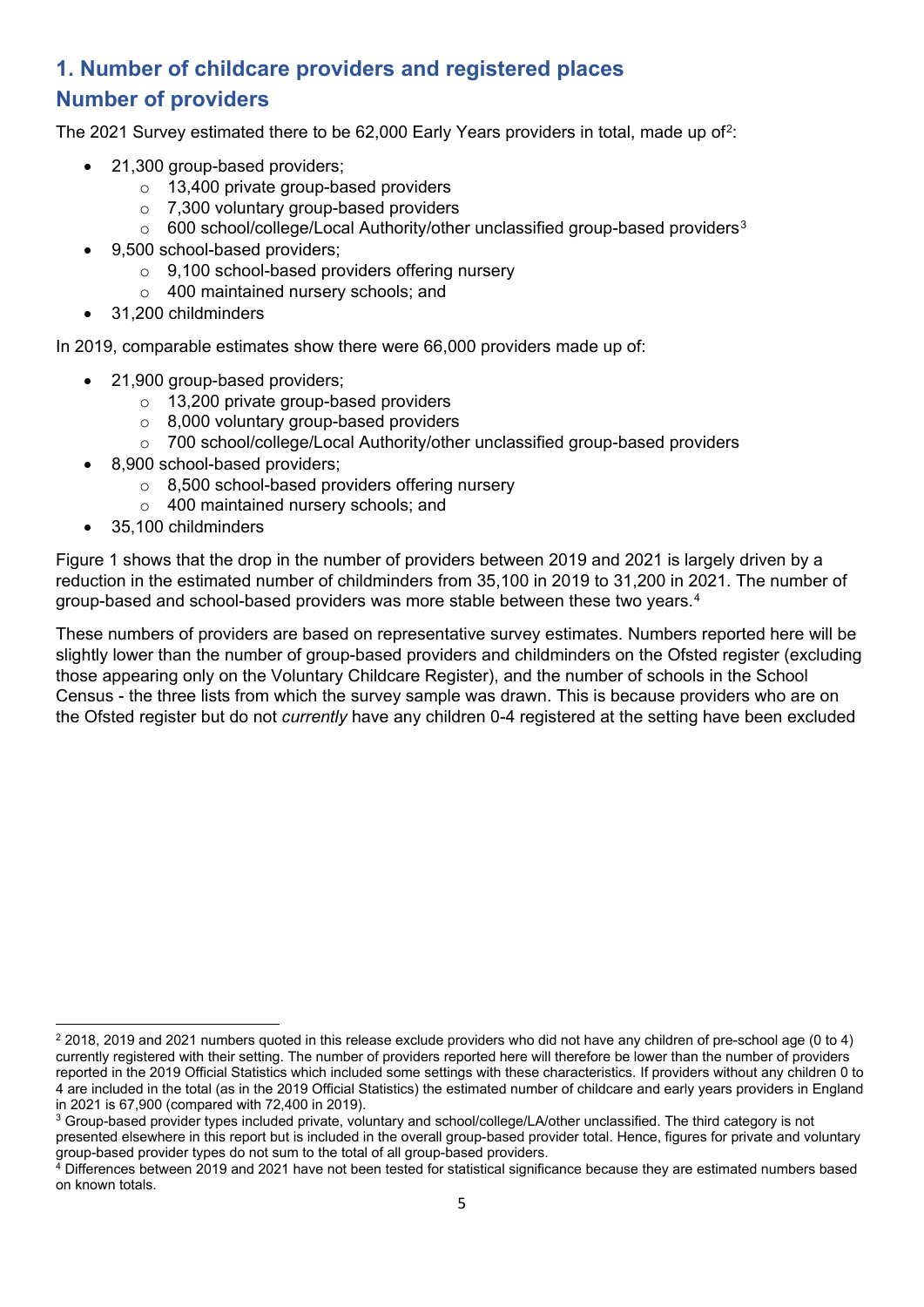## 1. Number of childcare providers and registered places

## Number of providers

The 2021 Survey estimated there to be 62,000 Early Years providers in total, made up of[2]:

- 21,300 group-based providers;
  - 13,400 private group-based providers
  - 7,300 voluntary group-based providers
  - 600 school/college/Local Authority/other unclassified group-based providers[3]
- 9,500 school-based providers;
  - 9,100 school-based providers offering nursery
  - 400 maintained nursery schools; and
- 31,200 childminders

In 2019, comparable estimates show there were 66,000 providers made up of:

- 21,900 group-based providers;
  - 13,200 private group-based providers
  - 8,000 voluntary group-based providers
  - 700 school/college/Local Authority/other unclassified group-based providers
- 8,900 school-based providers;
  - 8,500 school-based providers offering nursery
  - 400 maintained nursery schools; and
- 35,100 childminders

Figure 1 shows that the drop in the number of providers between 2019 and 2021 is largely driven by a reduction in the estimated number of childminders from 35,100 in 2019 to 31,200 in 2021. The number of group-based and school-based providers was more stable between these two years.[4]

These numbers of providers are based on representative survey estimates. Numbers reported here will be slightly lower than the number of group-based providers and childminders on the Ofsted register (excluding those appearing only on the Voluntary Childcare Register), and the number of schools in the School Census - the three lists from which the survey sample was drawn. This is because providers who are on the Ofsted register but do not *currently* have any children 0-4 registered at the setting have been excluded

---

[2] 2018, 2019 and 2021 numbers quoted in this release exclude providers who did not have any children of pre-school age (0 to 4) currently registered with their setting. The number of providers reported here will therefore be lower than the number of providers reported in the 2019 Official Statistics which included some settings with these characteristics. If providers without any children 0 to 4 are included in the total (as in the 2019 Official Statistics) the estimated number of childcare and early years providers in England in 2021 is 67,900 (compared with 72,400 in 2019).

[3] Group-based provider types included private, voluntary and school/college/LA/other unclassified. The third category is not presented elsewhere in this report but is included in the overall group-based provider total. Hence, figures for private and voluntary group-based provider types do not sum to the total of all group-based providers.

[4] Differences between 2019 and 2021 have not been tested for statistical significance because they are estimated numbers based on known totals.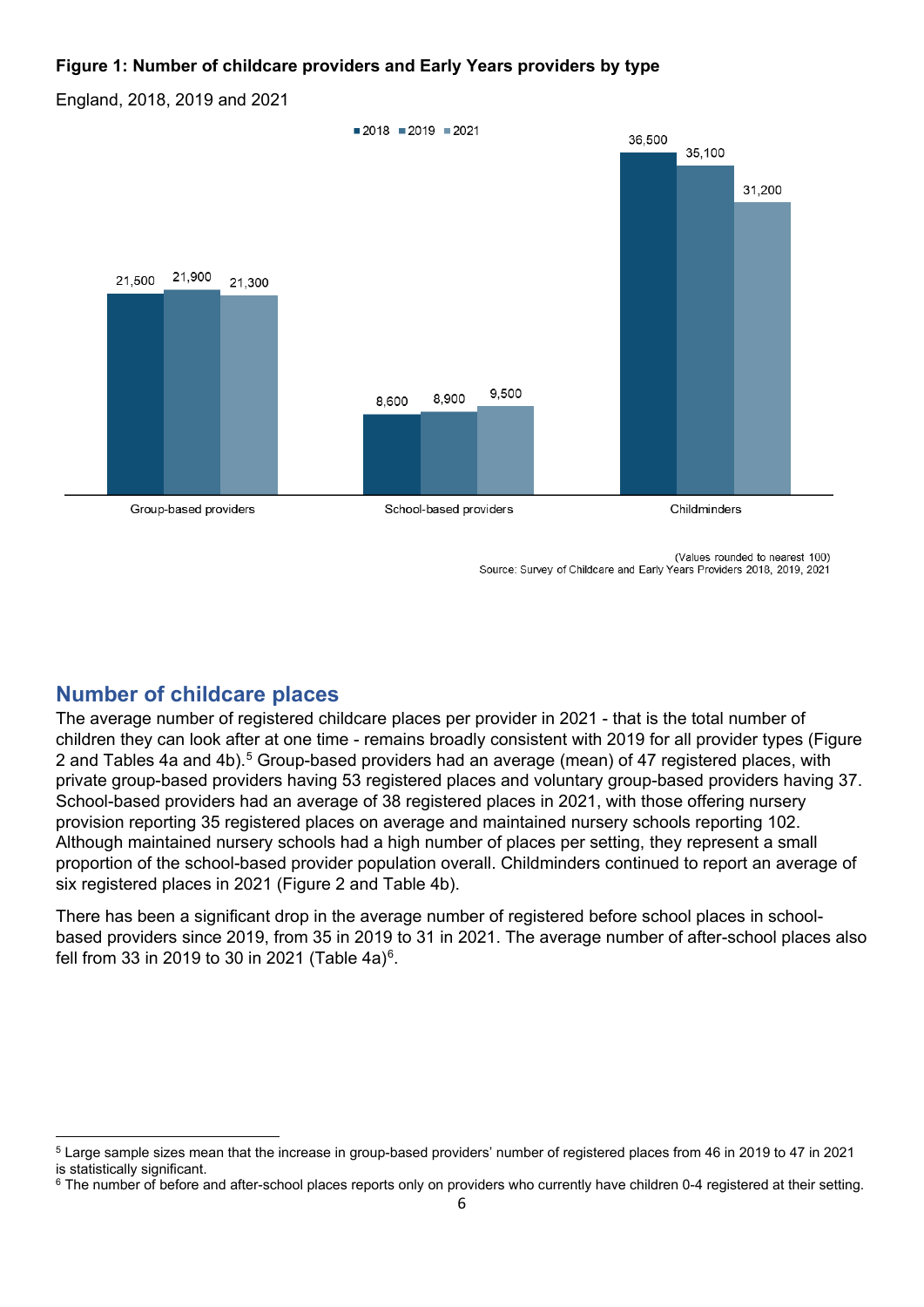**Figure 1: Number of childcare providers and Early Years providers by type**

England, 2018, 2019 and 2021

| | 2018 | 2019 | 2021 |
|---|---|---|---|
| Group-based providers | 21,500 | 21,900 | 21,300 |
| School-based providers | 8,600 | 8,900 | 9,500 |
| Childminders | 36,500 | 35,100 | 31,200 |

(Values rounded to nearest 100)
Source: Survey of Childcare and Early Years Providers 2018, 2019, 2021

## Number of childcare places

The average number of registered childcare places per provider in 2021 - that is the total number of children they can look after at one time - remains broadly consistent with 2019 for all provider types (Figure 2 and Tables 4a and 4b).[5] Group-based providers had an average (mean) of 47 registered places, with private group-based providers having 53 registered places and voluntary group-based providers having 37. School-based providers had an average of 38 registered places in 2021, with those offering nursery provision reporting 35 registered places on average and maintained nursery schools reporting 102. Although maintained nursery schools had a high number of places per setting, they represent a small proportion of the school-based provider population overall. Childminders continued to report an average of six registered places in 2021 (Figure 2 and Table 4b).

There has been a significant drop in the average number of registered before school places in school-based providers since 2019, from 35 in 2019 to 31 in 2021. The average number of after-school places also fell from 33 in 2019 to 30 in 2021 (Table 4a)[6].

---

[5] Large sample sizes mean that the increase in group-based providers' number of registered places from 46 in 2019 to 47 in 2021 is statistically significant.

[6] The number of before and after-school places reports only on providers who currently have children 0-4 registered at their setting.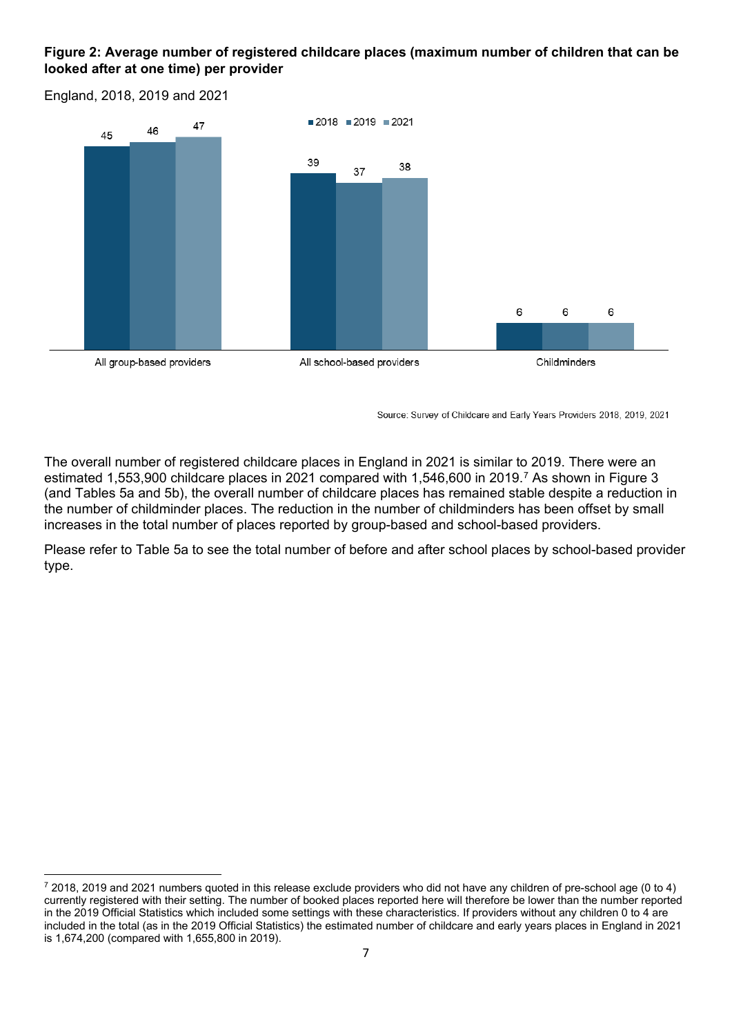**Figure 2: Average number of registered childcare places (maximum number of children that can be looked after at one time) per provider**

England, 2018, 2019 and 2021

| | 2018 | 2019 | 2021 |
|---|---|---|---|
| All group-based providers | 45 | 46 | 47 |
| All school-based providers | 39 | 37 | 38 |
| Childminders | 6 | 6 | 6 |

Source: Survey of Childcare and Early Years Providers 2018, 2019, 2021

The overall number of registered childcare places in England in 2021 is similar to 2019. There were an estimated 1,553,900 childcare places in 2021 compared with 1,546,600 in 2019.[7] As shown in Figure 3 (and Tables 5a and 5b), the overall number of childcare places has remained stable despite a reduction in the number of childminder places. The reduction in the number of childminders has been offset by small increases in the total number of places reported by group-based and school-based providers.

Please refer to Table 5a to see the total number of before and after school places by school-based provider type.

[7] 2018, 2019 and 2021 numbers quoted in this release exclude providers who did not have any children of pre-school age (0 to 4) currently registered with their setting. The number of booked places reported here will therefore be lower than the number reported in the 2019 Official Statistics which included some settings with these characteristics. If providers without any children 0 to 4 are included in the total (as in the 2019 Official Statistics) the estimated number of childcare and early years places in England in 2021 is 1,674,200 (compared with 1,655,800 in 2019).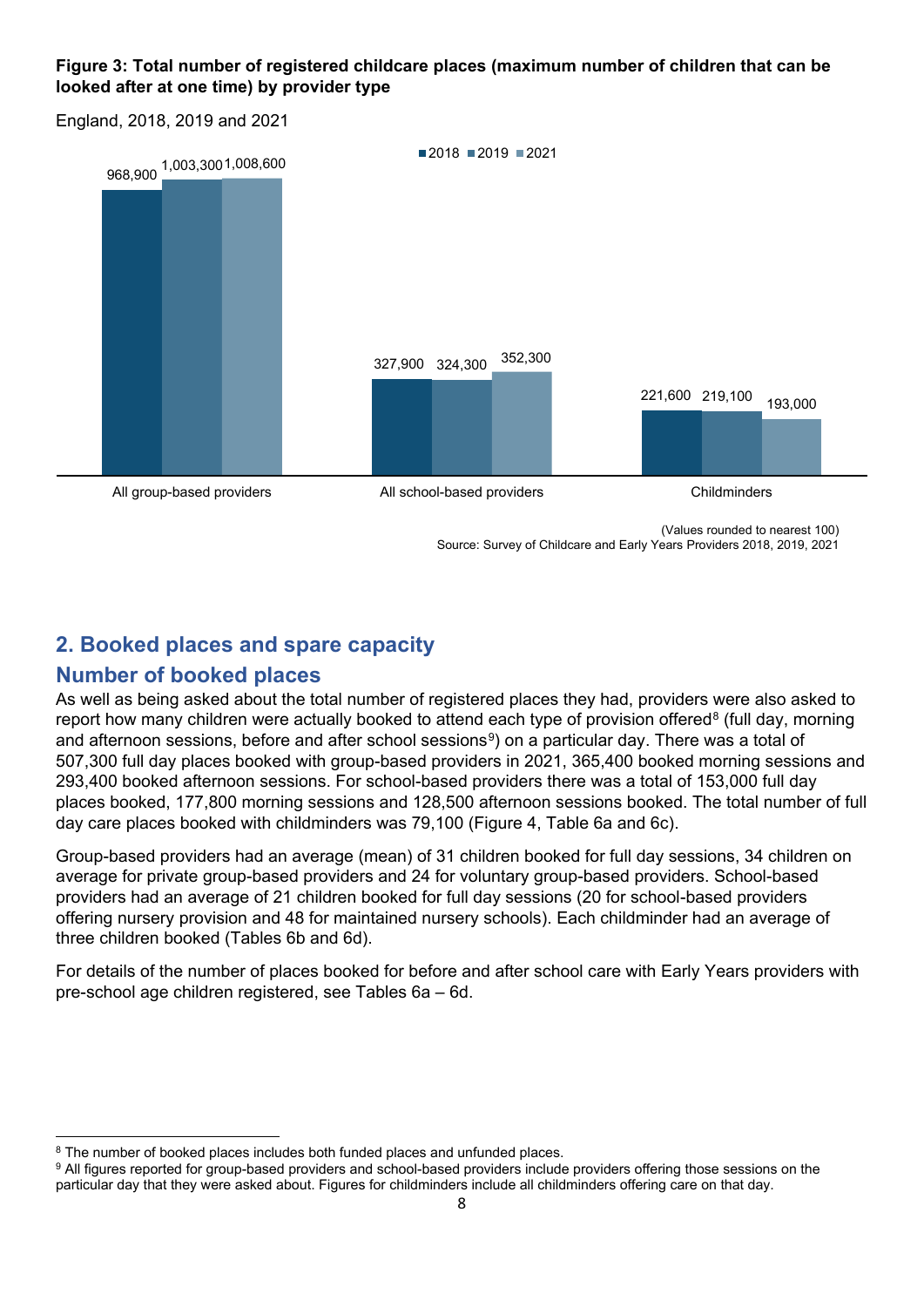**Figure 3: Total number of registered childcare places (maximum number of children that can be looked after at one time) by provider type**

England, 2018, 2019 and 2021

| | 2018 | 2019 | 2021 |
|---|---|---|---|
| All group-based providers | 968,900 | 1,003,300 | 1,008,600 |
| All school-based providers | 327,900 | 324,300 | 352,300 |
| Childminders | 221,600 | 219,100 | 193,000 |

(Values rounded to nearest 100)
Source: Survey of Childcare and Early Years Providers 2018, 2019, 2021

## 2. Booked places and spare capacity

### Number of booked places

As well as being asked about the total number of registered places they had, providers were also asked to report how many children were actually booked to attend each type of provision offered[8] (full day, morning and afternoon sessions, before and after school sessions[9]) on a particular day. There was a total of 507,300 full day places booked with group-based providers in 2021, 365,400 booked morning sessions and 293,400 booked afternoon sessions. For school-based providers there was a total of 153,000 full day places booked, 177,800 morning sessions and 128,500 afternoon sessions booked. The total number of full day care places booked with childminders was 79,100 (Figure 4, Table 6a and 6c).

Group-based providers had an average (mean) of 31 children booked for full day sessions, 34 children on average for private group-based providers and 24 for voluntary group-based providers. School-based providers had an average of 21 children booked for full day sessions (20 for school-based providers offering nursery provision and 48 for maintained nursery schools). Each childminder had an average of three children booked (Tables 6b and 6d).

For details of the number of places booked for before and after school care with Early Years providers with pre-school age children registered, see Tables 6a – 6d.

---

[8] The number of booked places includes both funded places and unfunded places.

[9] All figures reported for group-based providers and school-based providers include providers offering those sessions on the particular day that they were asked about. Figures for childminders include all childminders offering care on that day.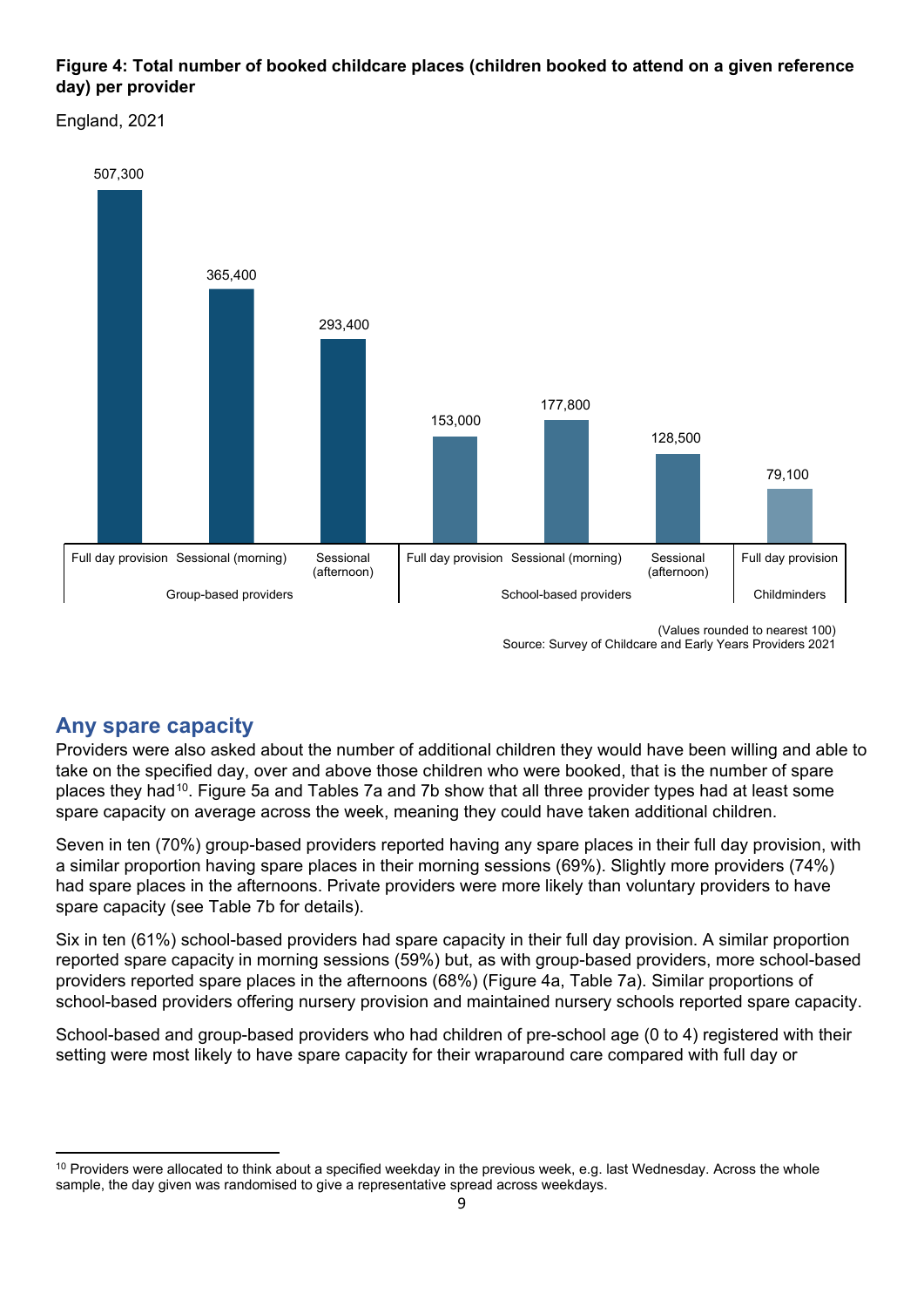**Figure 4: Total number of booked childcare places (children booked to attend on a given reference day) per provider**

England, 2021

| Provider type | Provision | Booked places |
|---|---|---|
| Group-based providers | Full day provision | 507,300 |
| Group-based providers | Sessional (morning) | 365,400 |
| Group-based providers | Sessional (afternoon) | 293,400 |
| School-based providers | Full day provision | 153,000 |
| School-based providers | Sessional (morning) | 177,800 |
| School-based providers | Sessional (afternoon) | 128,500 |
| Childminders | Full day provision | 79,100 |

(Values rounded to nearest 100)
Source: Survey of Childcare and Early Years Providers 2021

## Any spare capacity

Providers were also asked about the number of additional children they would have been willing and able to take on the specified day, over and above those children who were booked, that is the number of spare places they had[10]. Figure 5a and Tables 7a and 7b show that all three provider types had at least some spare capacity on average across the week, meaning they could have taken additional children.

Seven in ten (70%) group-based providers reported having any spare places in their full day provision, with a similar proportion having spare places in their morning sessions (69%). Slightly more providers (74%) had spare places in the afternoons. Private providers were more likely than voluntary providers to have spare capacity (see Table 7b for details).

Six in ten (61%) school-based providers had spare capacity in their full day provision. A similar proportion reported spare capacity in morning sessions (59%) but, as with group-based providers, more school-based providers reported spare places in the afternoons (68%) (Figure 4a, Table 7a). Similar proportions of school-based providers offering nursery provision and maintained nursery schools reported spare capacity.

School-based and group-based providers who had children of pre-school age (0 to 4) registered with their setting were most likely to have spare capacity for their wraparound care compared with full day or

[10] Providers were allocated to think about a specified weekday in the previous week, e.g. last Wednesday. Across the whole sample, the day given was randomised to give a representative spread across weekdays.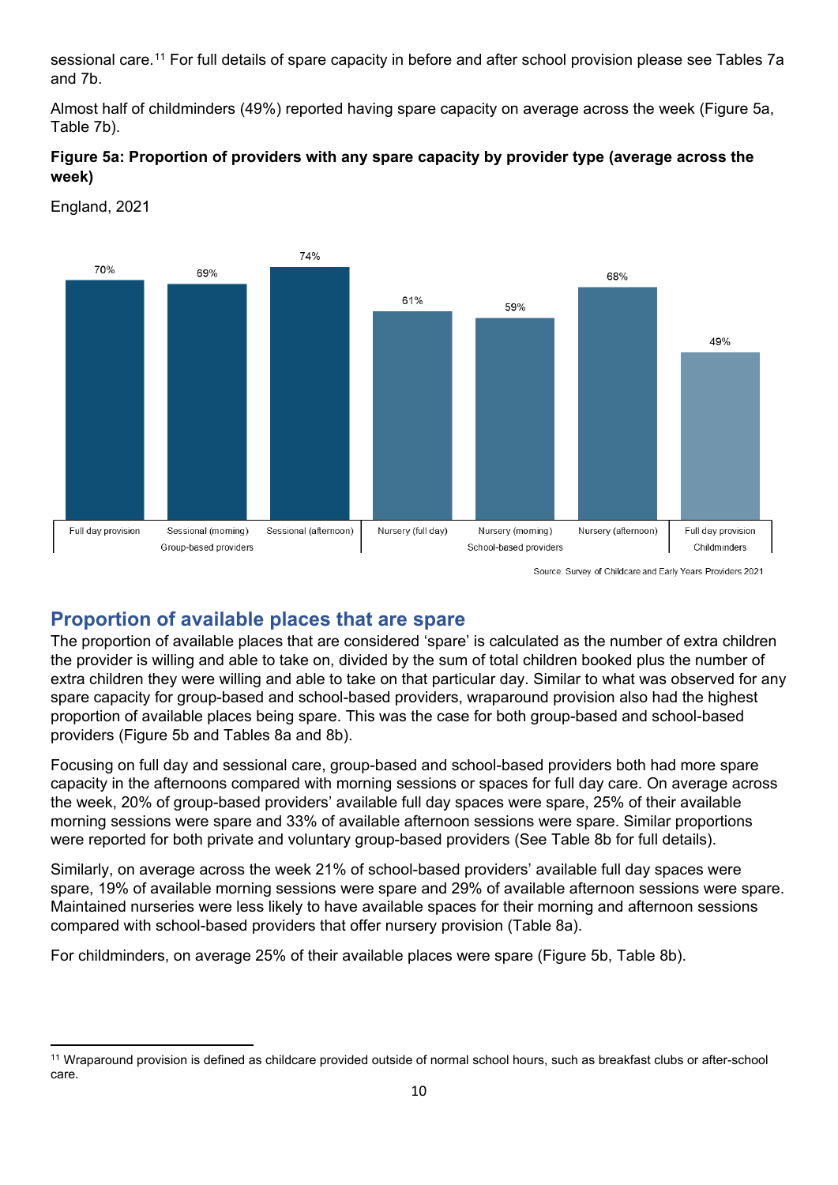sessional care.[11] For full details of spare capacity in before and after school provision please see Tables 7a and 7b.

Almost half of childminders (49%) reported having spare capacity on average across the week (Figure 5a, Table 7b).

**Figure 5a: Proportion of providers with any spare capacity by provider type (average across the week)**

England, 2021

| Provider group | Provision type | Proportion with any spare capacity |
| --- | --- | --- |
| Group-based providers | Full day provision | 70% |
| Group-based providers | Sessional (morning) | 69% |
| Group-based providers | Sessional (afternoon) | 74% |
| School-based providers | Nursery (full day) | 61% |
| School-based providers | Nursery (morning) | 59% |
| School-based providers | Nursery (afternoon) | 68% |
| Childminders | Full day provision | 49% |

Source: Survey of Childcare and Early Years Providers 2021

## Proportion of available places that are spare

The proportion of available places that are considered 'spare' is calculated as the number of extra children the provider is willing and able to take on, divided by the sum of total children booked plus the number of extra children they were willing and able to take on that particular day. Similar to what was observed for any spare capacity for group-based and school-based providers, wraparound provision also had the highest proportion of available places being spare. This was the case for both group-based and school-based providers (Figure 5b and Tables 8a and 8b).

Focusing on full day and sessional care, group-based and school-based providers both had more spare capacity in the afternoons compared with morning sessions or spaces for full day care. On average across the week, 20% of group-based providers' available full day spaces were spare, 25% of their available morning sessions were spare and 33% of available afternoon sessions were spare. Similar proportions were reported for both private and voluntary group-based providers (See Table 8b for full details).

Similarly, on average across the week 21% of school-based providers' available full day spaces were spare, 19% of available morning sessions were spare and 29% of available afternoon sessions were spare. Maintained nurseries were less likely to have available spaces for their morning and afternoon sessions compared with school-based providers that offer nursery provision (Table 8a).

For childminders, on average 25% of their available places were spare (Figure 5b, Table 8b).

[11] Wraparound provision is defined as childcare provided outside of normal school hours, such as breakfast clubs or after-school care.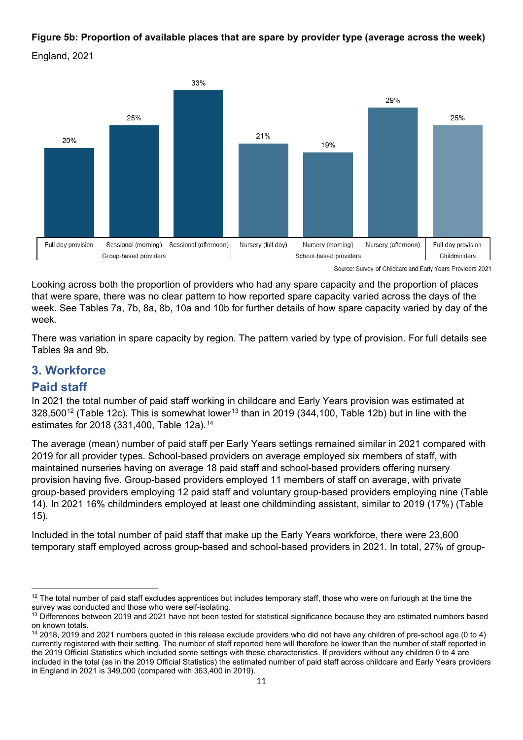**Figure 5b: Proportion of available places that are spare by provider type (average across the week)**

England, 2021

| Provider group | Provision type | Proportion of places spare |
|---|---|---|
| Group-based providers | Full day provision | 20% |
| Group-based providers | Sessional (morning) | 25% |
| Group-based providers | Sessional (afternoon) | 33% |
| School-based providers | Nursery (full day) | 21% |
| School-based providers | Nursery (morning) | 19% |
| School-based providers | Nursery (afternoon) | 29% |
| Childminders | Full day provision | 25% |

Source: Survey of Childcare and Early Years Providers 2021

Looking across both the proportion of providers who had any spare capacity and the proportion of places that were spare, there was no clear pattern to how reported spare capacity varied across the days of the week. See Tables 7a, 7b, 8a, 8b, 10a and 10b for further details of how spare capacity varied by day of the week.

There was variation in spare capacity by region. The pattern varied by type of provision. For full details see Tables 9a and 9b.

## 3. Workforce

### Paid staff

In 2021 the total number of paid staff working in childcare and Early Years provision was estimated at 328,500[12] (Table 12c). This is somewhat lower[13] than in 2019 (344,100, Table 12b) but in line with the estimates for 2018 (331,400, Table 12a).[14]

The average (mean) number of paid staff per Early Years settings remained similar in 2021 compared with 2019 for all provider types. School-based providers on average employed six members of staff, with maintained nurseries having on average 18 paid staff and school-based providers offering nursery provision having five. Group-based providers employed 11 members of staff on average, with private group-based providers employing 12 paid staff and voluntary group-based providers employing nine (Table 14). In 2021 16% childminders employed at least one childminding assistant, similar to 2019 (17%) (Table 15).

Included in the total number of paid staff that make up the Early Years workforce, there were 23,600 temporary staff employed across group-based and school-based providers in 2021. In total, 27% of group-

---

[12] The total number of paid staff excludes apprentices but includes temporary staff, those who were on furlough at the time the survey was conducted and those who were self-isolating.

[13] Differences between 2019 and 2021 have not been tested for statistical significance because they are estimated numbers based on known totals.

[14] 2018, 2019 and 2021 numbers quoted in this release exclude providers who did not have any children of pre-school age (0 to 4) currently registered with their setting. The number of staff reported here will therefore be lower than the number of staff reported in the 2019 Official Statistics which included some settings with these characteristics. If providers without any children 0 to 4 are included in the total (as in the 2019 Official Statistics) the estimated number of paid staff across childcare and Early Years providers in England in 2021 is 349,000 (compared with 363,400 in 2019).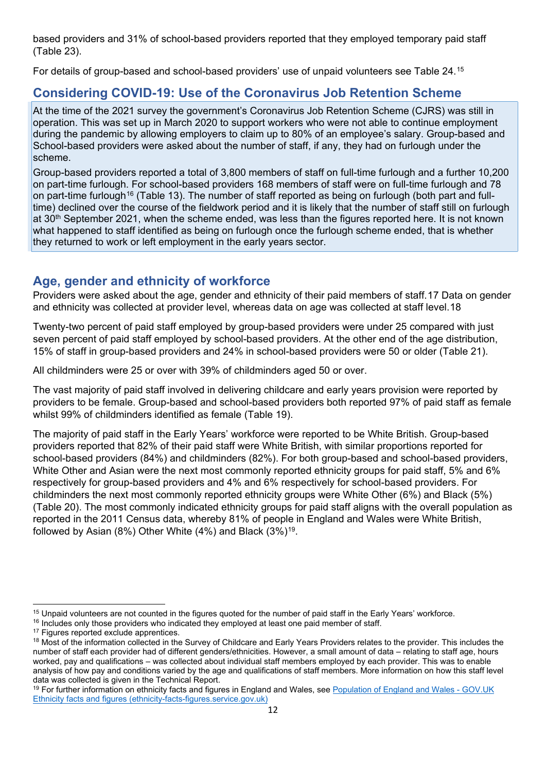based providers and 31% of school-based providers reported that they employed temporary paid staff (Table 23).

For details of group-based and school-based providers' use of unpaid volunteers see Table 24.[15]

## Considering COVID-19: Use of the Coronavirus Job Retention Scheme

At the time of the 2021 survey the government's Coronavirus Job Retention Scheme (CJRS) was still in operation. This was set up in March 2020 to support workers who were not able to continue employment during the pandemic by allowing employers to claim up to 80% of an employee's salary. Group-based and School-based providers were asked about the number of staff, if any, they had on furlough under the scheme.

Group-based providers reported a total of 3,800 members of staff on full-time furlough and a further 10,200 on part-time furlough. For school-based providers 168 members of staff were on full-time furlough and 78 on part-time furlough[16] (Table 13). The number of staff reported as being on furlough (both part and full-time) declined over the course of the fieldwork period and it is likely that the number of staff still on furlough at 30th September 2021, when the scheme ended, was less than the figures reported here. It is not known what happened to staff identified as being on furlough once the furlough scheme ended, that is whether they returned to work or left employment in the early years sector.

## Age, gender and ethnicity of workforce

Providers were asked about the age, gender and ethnicity of their paid members of staff.17 Data on gender and ethnicity was collected at provider level, whereas data on age was collected at staff level.18

Twenty-two percent of paid staff employed by group-based providers were under 25 compared with just seven percent of paid staff employed by school-based providers. At the other end of the age distribution, 15% of staff in group-based providers and 24% in school-based providers were 50 or older (Table 21).

All childminders were 25 or over with 39% of childminders aged 50 or over.

The vast majority of paid staff involved in delivering childcare and early years provision were reported by providers to be female. Group-based and school-based providers both reported 97% of paid staff as female whilst 99% of childminders identified as female (Table 19).

The majority of paid staff in the Early Years' workforce were reported to be White British. Group-based providers reported that 82% of their paid staff were White British, with similar proportions reported for school-based providers (84%) and childminders (82%). For both group-based and school-based providers, White Other and Asian were the next most commonly reported ethnicity groups for paid staff, 5% and 6% respectively for group-based providers and 4% and 6% respectively for school-based providers. For childminders the next most commonly reported ethnicity groups were White Other (6%) and Black (5%) (Table 20). The most commonly indicated ethnicity groups for paid staff aligns with the overall population as reported in the 2011 Census data, whereby 81% of people in England and Wales were White British, followed by Asian (8%) Other White (4%) and Black (3%)[19].

---

[15] Unpaid volunteers are not counted in the figures quoted for the number of paid staff in the Early Years' workforce.

[16] Includes only those providers who indicated they employed at least one paid member of staff.

[17] Figures reported exclude apprentices.

[18] Most of the information collected in the Survey of Childcare and Early Years Providers relates to the provider. This includes the number of staff each provider had of different genders/ethnicities. However, a small amount of data – relating to staff age, hours worked, pay and qualifications – was collected about individual staff members employed by each provider. This was to enable analysis of how pay and conditions varied by the age and qualifications of staff members. More information on how this staff level data was collected is given in the Technical Report.

[19] For further information on ethnicity facts and figures in England and Wales, see [Population of England and Wales - GOV.UK Ethnicity facts and figures (ethnicity-facts-figures.service.gov.uk)](ethnicity-facts-figures.service.gov.uk)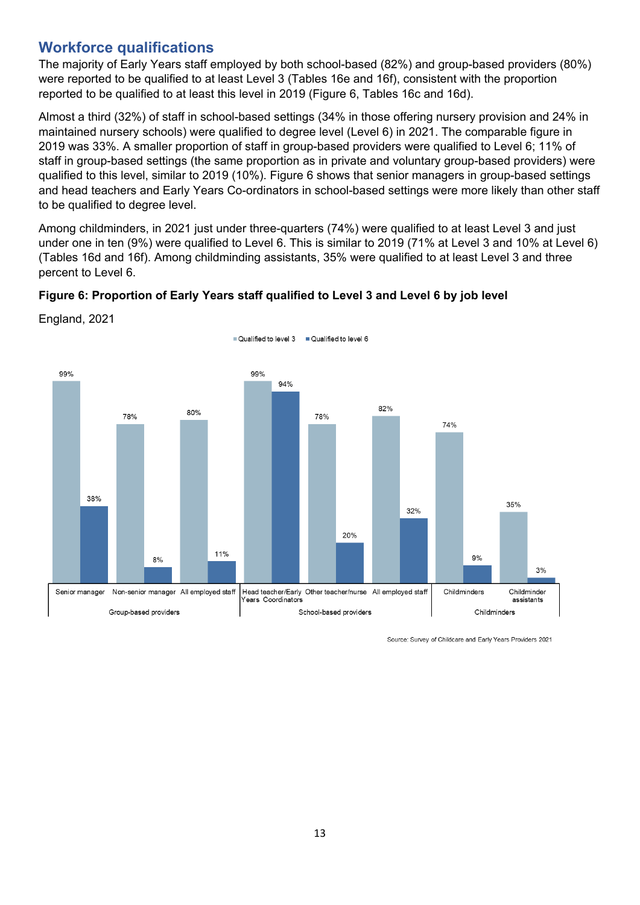## Workforce qualifications

The majority of Early Years staff employed by both school-based (82%) and group-based providers (80%) were reported to be qualified to at least Level 3 (Tables 16e and 16f), consistent with the proportion reported to be qualified to at least this level in 2019 (Figure 6, Tables 16c and 16d).

Almost a third (32%) of staff in school-based settings (34% in those offering nursery provision and 24% in maintained nursery schools) were qualified to degree level (Level 6) in 2021. The comparable figure in 2019 was 33%. A smaller proportion of staff in group-based providers were qualified to Level 6; 11% of staff in group-based settings (the same proportion as in private and voluntary group-based providers) were qualified to this level, similar to 2019 (10%). Figure 6 shows that senior managers in group-based settings and head teachers and Early Years Co-ordinators in school-based settings were more likely than other staff to be qualified to degree level.

Among childminders, in 2021 just under three-quarters (74%) were qualified to at least Level 3 and just under one in ten (9%) were qualified to Level 6. This is similar to 2019 (71% at Level 3 and 10% at Level 6) (Tables 16d and 16f). Among childminding assistants, 35% were qualified to at least Level 3 and three percent to Level 6.

**Figure 6: Proportion of Early Years staff qualified to Level 3 and Level 6 by job level**

England, 2021

| Provider type | Job level | Qualified to level 3 | Qualified to level 6 |
|---|---|---|---|
| Group-based providers | Senior manager | 99% | 38% |
| | Non-senior manager | 78% | 8% |
| | All employed staff | 80% | 11% |
| School-based providers | Head teacher/Early Years Coordinators | 99% | 94% |
| | Other teacher/nurse | 78% | 20% |
| | All employed staff | 82% | 32% |
| Childminders | Childminders | 74% | 9% |
| | Childminder assistants | 35% | 3% |

Source: Survey of Childcare and Early Years Providers 2021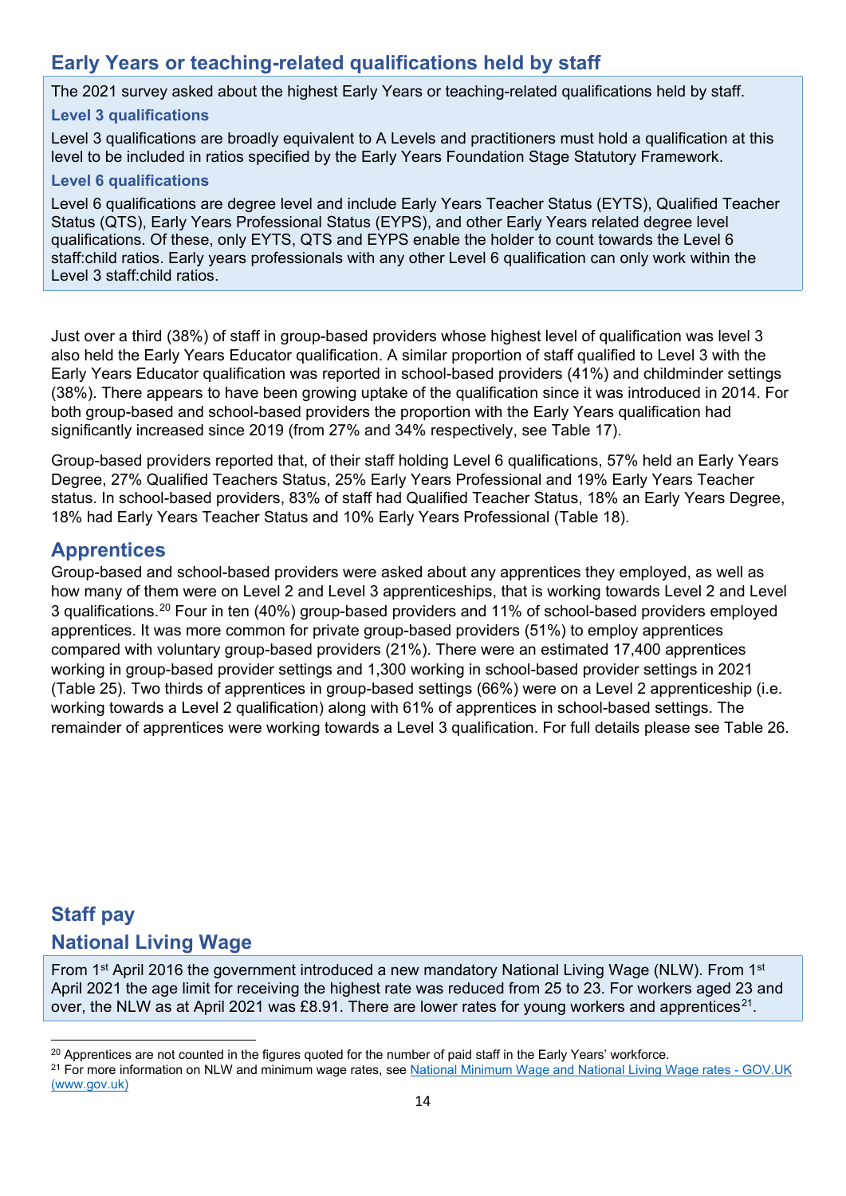## Early Years or teaching-related qualifications held by staff

The 2021 survey asked about the highest Early Years or teaching-related qualifications held by staff.

### Level 3 qualifications

Level 3 qualifications are broadly equivalent to A Levels and practitioners must hold a qualification at this level to be included in ratios specified by the Early Years Foundation Stage Statutory Framework.

### Level 6 qualifications

Level 6 qualifications are degree level and include Early Years Teacher Status (EYTS), Qualified Teacher Status (QTS), Early Years Professional Status (EYPS), and other Early Years related degree level qualifications. Of these, only EYTS, QTS and EYPS enable the holder to count towards the Level 6 staff:child ratios. Early years professionals with any other Level 6 qualification can only work within the Level 3 staff:child ratios.

Just over a third (38%) of staff in group-based providers whose highest level of qualification was level 3 also held the Early Years Educator qualification. A similar proportion of staff qualified to Level 3 with the Early Years Educator qualification was reported in school-based providers (41%) and childminder settings (38%). There appears to have been growing uptake of the qualification since it was introduced in 2014. For both group-based and school-based providers the proportion with the Early Years qualification had significantly increased since 2019 (from 27% and 34% respectively, see Table 17).

Group-based providers reported that, of their staff holding Level 6 qualifications, 57% held an Early Years Degree, 27% Qualified Teachers Status, 25% Early Years Professional and 19% Early Years Teacher status. In school-based providers, 83% of staff had Qualified Teacher Status, 18% an Early Years Degree, 18% had Early Years Teacher Status and 10% Early Years Professional (Table 18).

## Apprentices

Group-based and school-based providers were asked about any apprentices they employed, as well as how many of them were on Level 2 and Level 3 apprenticeships, that is working towards Level 2 and Level 3 qualifications.[20] Four in ten (40%) group-based providers and 11% of school-based providers employed apprentices. It was more common for private group-based providers (51%) to employ apprentices compared with voluntary group-based providers (21%). There were an estimated 17,400 apprentices working in group-based provider settings and 1,300 working in school-based provider settings in 2021 (Table 25). Two thirds of apprentices in group-based settings (66%) were on a Level 2 apprenticeship (i.e. working towards a Level 2 qualification) along with 61% of apprentices in school-based settings. The remainder of apprentices were working towards a Level 3 qualification. For full details please see Table 26.

## Staff pay

## National Living Wage

From 1st April 2016 the government introduced a new mandatory National Living Wage (NLW). From 1st April 2021 the age limit for receiving the highest rate was reduced from 25 to 23. For workers aged 23 and over, the NLW as at April 2021 was £8.91. There are lower rates for young workers and apprentices[21].

[20] Apprentices are not counted in the figures quoted for the number of paid staff in the Early Years' workforce.

[21] For more information on NLW and minimum wage rates, see National Minimum Wage and National Living Wage rates - GOV.UK (www.gov.uk)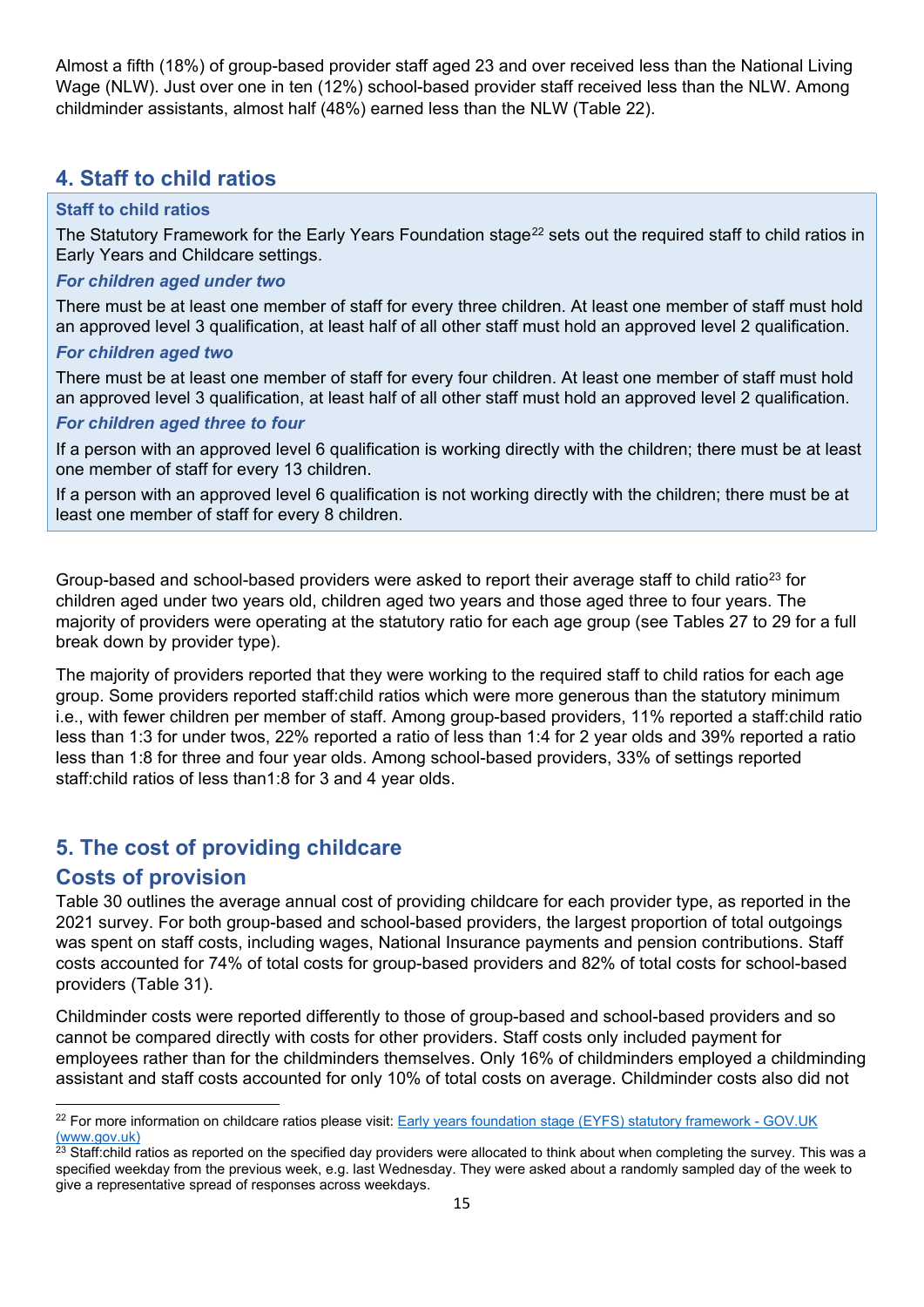Almost a fifth (18%) of group-based provider staff aged 23 and over received less than the National Living Wage (NLW). Just over one in ten (12%) school-based provider staff received less than the NLW. Among childminder assistants, almost half (48%) earned less than the NLW (Table 22).

## 4. Staff to child ratios

### Staff to child ratios

The Statutory Framework for the Early Years Foundation stage[22] sets out the required staff to child ratios in Early Years and Childcare settings.

#### *For children aged under two*

There must be at least one member of staff for every three children. At least one member of staff must hold an approved level 3 qualification, at least half of all other staff must hold an approved level 2 qualification.

#### *For children aged two*

There must be at least one member of staff for every four children. At least one member of staff must hold an approved level 3 qualification, at least half of all other staff must hold an approved level 2 qualification.

#### *For children aged three to four*

If a person with an approved level 6 qualification is working directly with the children; there must be at least one member of staff for every 13 children.

If a person with an approved level 6 qualification is not working directly with the children; there must be at least one member of staff for every 8 children.

Group-based and school-based providers were asked to report their average staff to child ratio[23] for children aged under two years old, children aged two years and those aged three to four years. The majority of providers were operating at the statutory ratio for each age group (see Tables 27 to 29 for a full break down by provider type).

The majority of providers reported that they were working to the required staff to child ratios for each age group. Some providers reported staff:child ratios which were more generous than the statutory minimum i.e., with fewer children per member of staff. Among group-based providers, 11% reported a staff:child ratio less than 1:3 for under twos, 22% reported a ratio of less than 1:4 for 2 year olds and 39% reported a ratio less than 1:8 for three and four year olds. Among school-based providers, 33% of settings reported staff:child ratios of less than1:8 for 3 and 4 year olds.

## 5. The cost of providing childcare

### Costs of provision

Table 30 outlines the average annual cost of providing childcare for each provider type, as reported in the 2021 survey. For both group-based and school-based providers, the largest proportion of total outgoings was spent on staff costs, including wages, National Insurance payments and pension contributions. Staff costs accounted for 74% of total costs for group-based providers and 82% of total costs for school-based providers (Table 31).

Childminder costs were reported differently to those of group-based and school-based providers and so cannot be compared directly with costs for other providers. Staff costs only included payment for employees rather than for the childminders themselves. Only 16% of childminders employed a childminding assistant and staff costs accounted for only 10% of total costs on average. Childminder costs also did not

---

[22] For more information on childcare ratios please visit: [Early years foundation stage (EYFS) statutory framework - GOV.UK (www.gov.uk)](https://www.gov.uk)

[23] Staff:child ratios as reported on the specified day providers were allocated to think about when completing the survey. This was a specified weekday from the previous week, e.g. last Wednesday. They were asked about a randomly sampled day of the week to give a representative spread of responses across weekdays.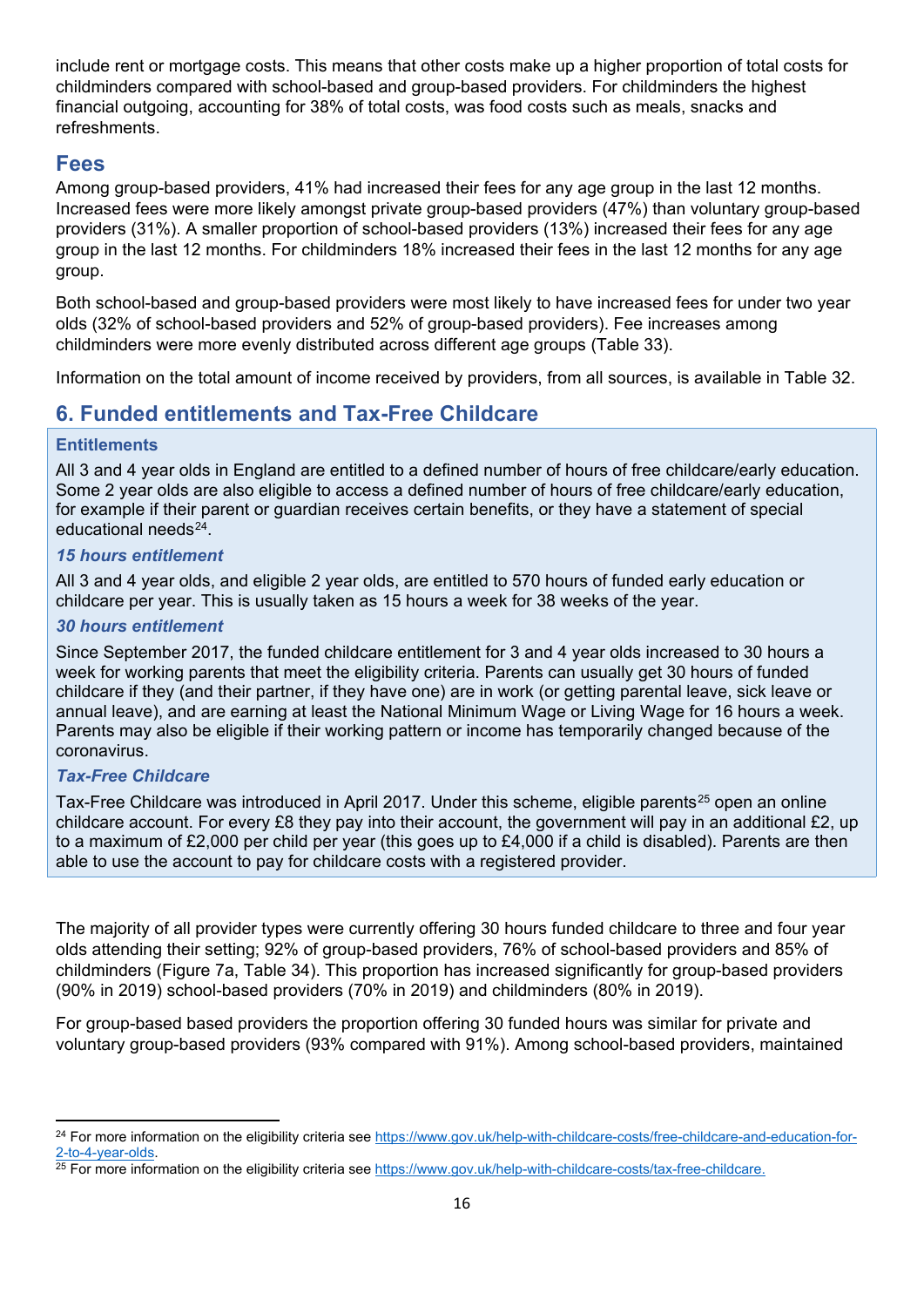include rent or mortgage costs. This means that other costs make up a higher proportion of total costs for childminders compared with school-based and group-based providers. For childminders the highest financial outgoing, accounting for 38% of total costs, was food costs such as meals, snacks and refreshments.

## Fees

Among group-based providers, 41% had increased their fees for any age group in the last 12 months. Increased fees were more likely amongst private group-based providers (47%) than voluntary group-based providers (31%). A smaller proportion of school-based providers (13%) increased their fees for any age group in the last 12 months. For childminders 18% increased their fees in the last 12 months for any age group.

Both school-based and group-based providers were most likely to have increased fees for under two year olds (32% of school-based providers and 52% of group-based providers). Fee increases among childminders were more evenly distributed across different age groups (Table 33).

Information on the total amount of income received by providers, from all sources, is available in Table 32.

# 6. Funded entitlements and Tax-Free Childcare

### Entitlements

All 3 and 4 year olds in England are entitled to a defined number of hours of free childcare/early education. Some 2 year olds are also eligible to access a defined number of hours of free childcare/early education, for example if their parent or guardian receives certain benefits, or they have a statement of special educational needs[24].

#### *15 hours entitlement*

All 3 and 4 year olds, and eligible 2 year olds, are entitled to 570 hours of funded early education or childcare per year. This is usually taken as 15 hours a week for 38 weeks of the year.

#### *30 hours entitlement*

Since September 2017, the funded childcare entitlement for 3 and 4 year olds increased to 30 hours a week for working parents that meet the eligibility criteria. Parents can usually get 30 hours of funded childcare if they (and their partner, if they have one) are in work (or getting parental leave, sick leave or annual leave), and are earning at least the National Minimum Wage or Living Wage for 16 hours a week. Parents may also be eligible if their working pattern or income has temporarily changed because of the coronavirus.

#### *Tax-Free Childcare*

Tax-Free Childcare was introduced in April 2017. Under this scheme, eligible parents[25] open an online childcare account. For every £8 they pay into their account, the government will pay in an additional £2, up to a maximum of £2,000 per child per year (this goes up to £4,000 if a child is disabled). Parents are then able to use the account to pay for childcare costs with a registered provider.

The majority of all provider types were currently offering 30 hours funded childcare to three and four year olds attending their setting; 92% of group-based providers, 76% of school-based providers and 85% of childminders (Figure 7a, Table 34). This proportion has increased significantly for group-based providers (90% in 2019) school-based providers (70% in 2019) and childminders (80% in 2019).

For group-based based providers the proportion offering 30 funded hours was similar for private and voluntary group-based providers (93% compared with 91%). Among school-based providers, maintained

---

[24] For more information on the eligibility criteria see https://www.gov.uk/help-with-childcare-costs/free-childcare-and-education-for-2-to-4-year-olds.

[25] For more information on the eligibility criteria see https://www.gov.uk/help-with-childcare-costs/tax-free-childcare.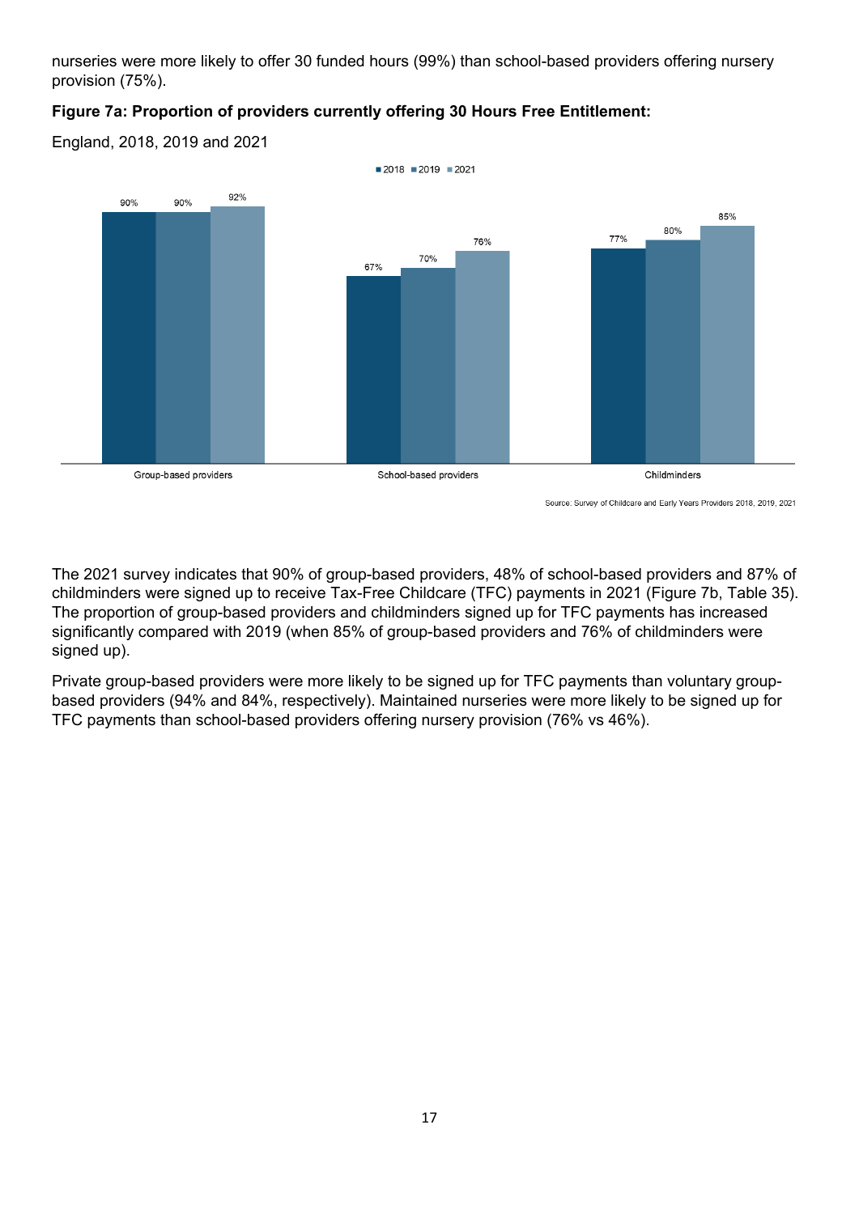nurseries were more likely to offer 30 funded hours (99%) than school-based providers offering nursery provision (75%).

**Figure 7a: Proportion of providers currently offering 30 Hours Free Entitlement:**

England, 2018, 2019 and 2021

| | 2018 | 2019 | 2021 |
|---|---|---|---|
| Group-based providers | 90% | 90% | 92% |
| School-based providers | 67% | 70% | 76% |
| Childminders | 77% | 80% | 85% |

Source: Survey of Childcare and Early Years Providers 2018, 2019, 2021

The 2021 survey indicates that 90% of group-based providers, 48% of school-based providers and 87% of childminders were signed up to receive Tax-Free Childcare (TFC) payments in 2021 (Figure 7b, Table 35). The proportion of group-based providers and childminders signed up for TFC payments has increased significantly compared with 2019 (when 85% of group-based providers and 76% of childminders were signed up).

Private group-based providers were more likely to be signed up for TFC payments than voluntary group-based providers (94% and 84%, respectively). Maintained nurseries were more likely to be signed up for TFC payments than school-based providers offering nursery provision (76% vs 46%).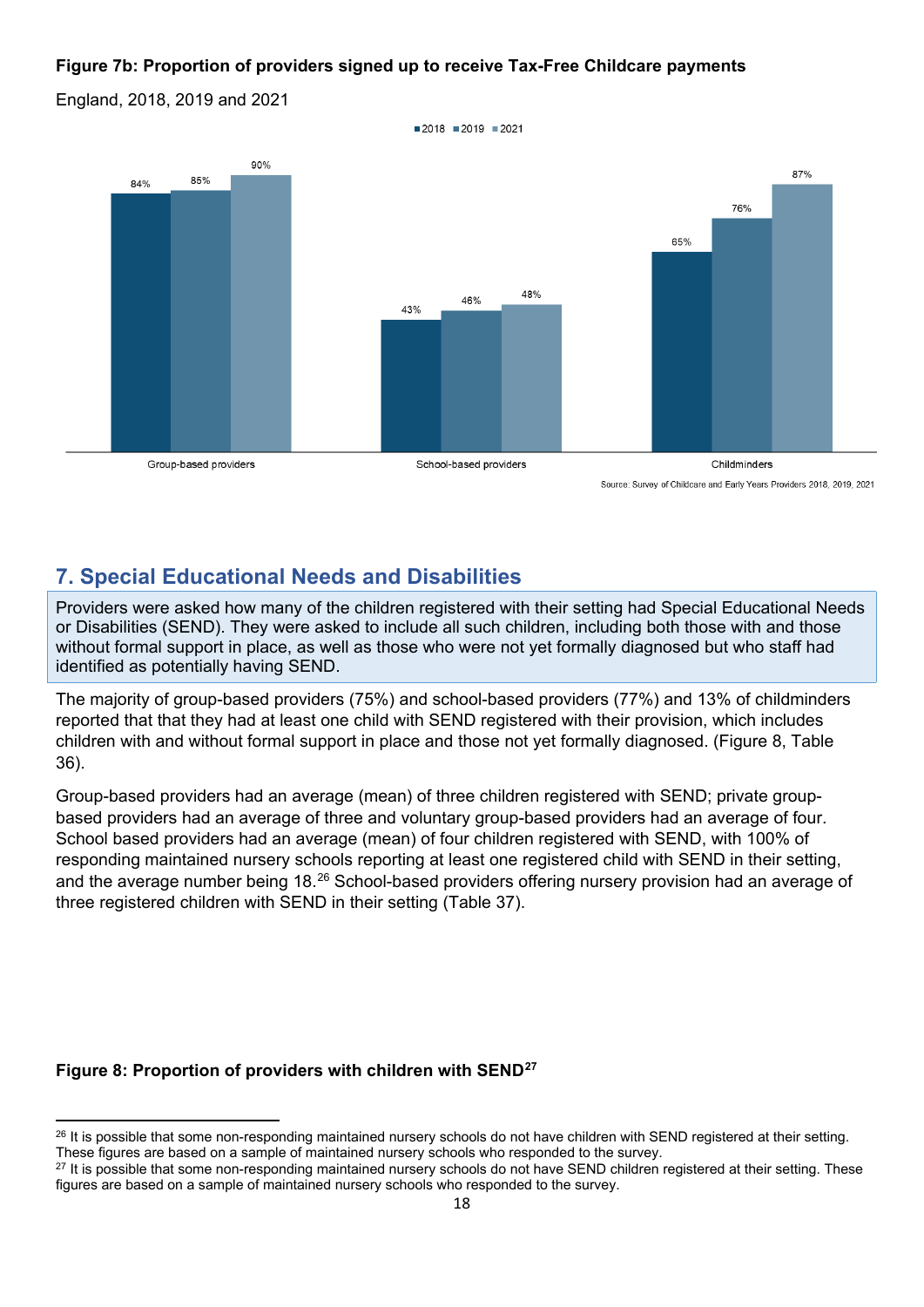**Figure 7b: Proportion of providers signed up to receive Tax-Free Childcare payments**

England, 2018, 2019 and 2021

| | 2018 | 2019 | 2021 |
|---|---|---|---|
| Group-based providers | 84% | 85% | 90% |
| School-based providers | 43% | 46% | 48% |
| Childminders | 65% | 76% | 87% |

Source: Survey of Childcare and Early Years Providers 2018, 2019, 2021

## 7. Special Educational Needs and Disabilities

Providers were asked how many of the children registered with their setting had Special Educational Needs or Disabilities (SEND). They were asked to include all such children, including both those with and those without formal support in place, as well as those who were not yet formally diagnosed but who staff had identified as potentially having SEND.

The majority of group-based providers (75%) and school-based providers (77%) and 13% of childminders reported that that they had at least one child with SEND registered with their provision, which includes children with and without formal support in place and those not yet formally diagnosed. (Figure 8, Table 36).

Group-based providers had an average (mean) of three children registered with SEND; private group-based providers had an average of three and voluntary group-based providers had an average of four. School based providers had an average (mean) of four children registered with SEND, with 100% of responding maintained nursery schools reporting at least one registered child with SEND in their setting, and the average number being 18.[26] School-based providers offering nursery provision had an average of three registered children with SEND in their setting (Table 37).

**Figure 8: Proportion of providers with children with SEND[27]**

[26] It is possible that some non-responding maintained nursery schools do not have children with SEND registered at their setting. These figures are based on a sample of maintained nursery schools who responded to the survey.

[27] It is possible that some non-responding maintained nursery schools do not have SEND children registered at their setting. These figures are based on a sample of maintained nursery schools who responded to the survey.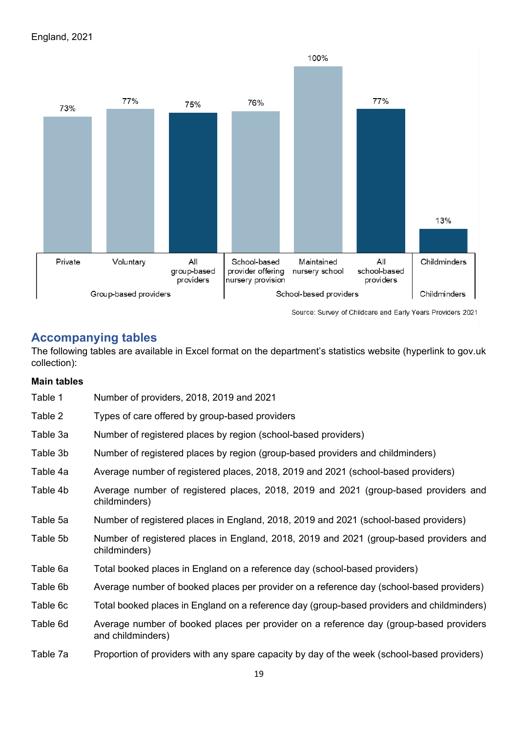England, 2021

| Group-based providers | | | School-based providers | | | Childminders |
|---|---|---|---|---|---|---|
| Private | Voluntary | All group-based providers | School-based provider offering nursery provision | Maintained nursery school | All school-based providers | Childminders |
| 73% | 77% | 75% | 76% | 100% | 77% | 13% |

Source: Survey of Childcare and Early Years Providers 2021

## Accompanying tables

The following tables are available in Excel format on the department's statistics website (hyperlink to gov.uk collection):

### Main tables

| | |
|---|---|
| Table 1 | Number of providers, 2018, 2019 and 2021 |
| Table 2 | Types of care offered by group-based providers |
| Table 3a | Number of registered places by region (school-based providers) |
| Table 3b | Number of registered places by region (group-based providers and childminders) |
| Table 4a | Average number of registered places, 2018, 2019 and 2021 (school-based providers) |
| Table 4b | Average number of registered places, 2018, 2019 and 2021 (group-based providers and childminders) |
| Table 5a | Number of registered places in England, 2018, 2019 and 2021 (school-based providers) |
| Table 5b | Number of registered places in England, 2018, 2019 and 2021 (group-based providers and childminders) |
| Table 6a | Total booked places in England on a reference day (school-based providers) |
| Table 6b | Average number of booked places per provider on a reference day (school-based providers) |
| Table 6c | Total booked places in England on a reference day (group-based providers and childminders) |
| Table 6d | Average number of booked places per provider on a reference day (group-based providers and childminders) |
| Table 7a | Proportion of providers with any spare capacity by day of the week (school-based providers) |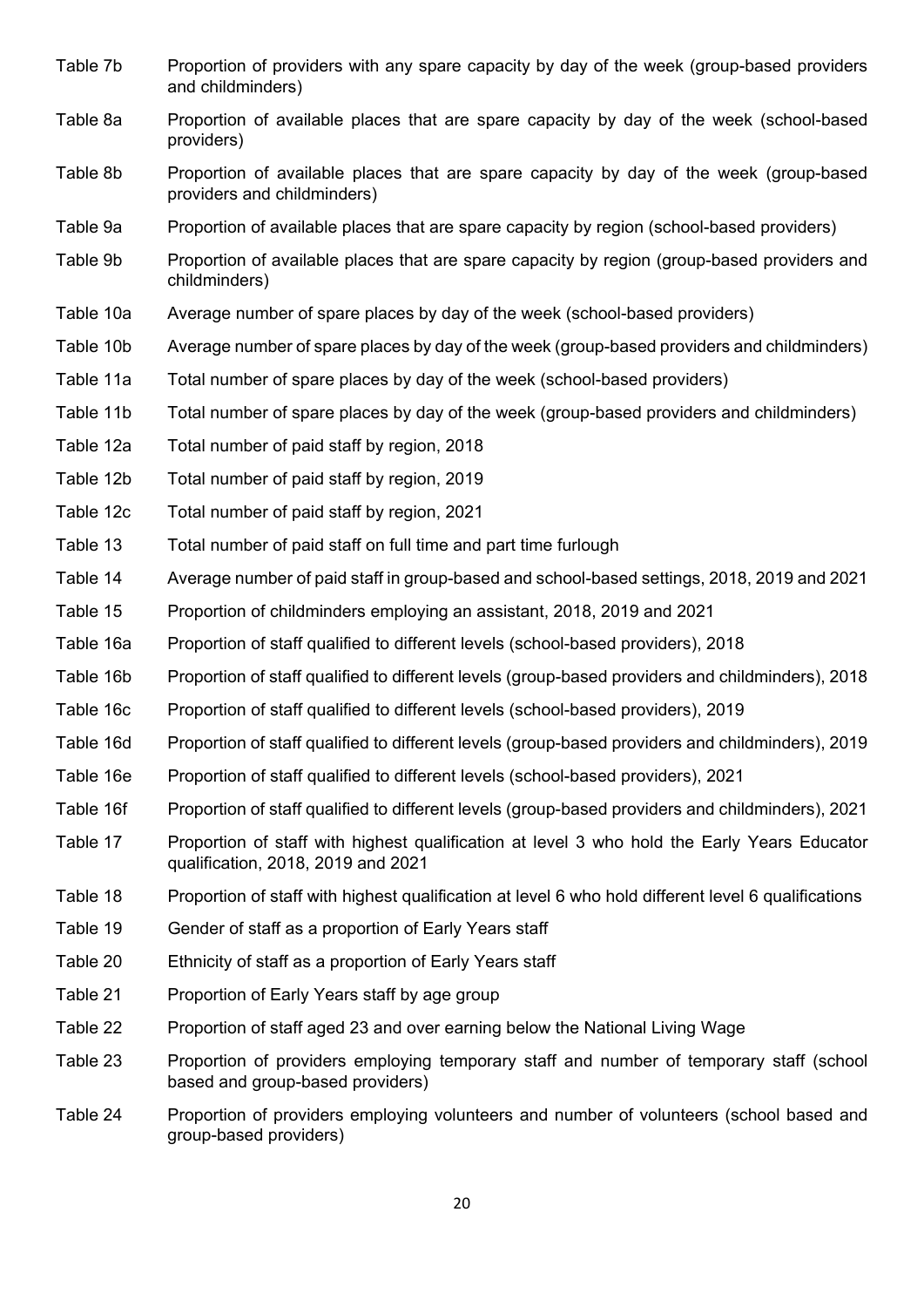Table 7b Proportion of providers with any spare capacity by day of the week (group-based providers and childminders)

Table 8a Proportion of available places that are spare capacity by day of the week (school-based providers)

Table 8b Proportion of available places that are spare capacity by day of the week (group-based providers and childminders)

Table 9a Proportion of available places that are spare capacity by region (school-based providers)

Table 9b Proportion of available places that are spare capacity by region (group-based providers and childminders)

Table 10a Average number of spare places by day of the week (school-based providers)

Table 10b Average number of spare places by day of the week (group-based providers and childminders)

Table 11a Total number of spare places by day of the week (school-based providers)

Table 11b Total number of spare places by day of the week (group-based providers and childminders)

Table 12a Total number of paid staff by region, 2018

Table 12b Total number of paid staff by region, 2019

Table 12c Total number of paid staff by region, 2021

Table 13 Total number of paid staff on full time and part time furlough

Table 14 Average number of paid staff in group-based and school-based settings, 2018, 2019 and 2021

Table 15 Proportion of childminders employing an assistant, 2018, 2019 and 2021

Table 16a Proportion of staff qualified to different levels (school-based providers), 2018

Table 16b Proportion of staff qualified to different levels (group-based providers and childminders), 2018

Table 16c Proportion of staff qualified to different levels (school-based providers), 2019

Table 16d Proportion of staff qualified to different levels (group-based providers and childminders), 2019

Table 16e Proportion of staff qualified to different levels (school-based providers), 2021

Table 16f Proportion of staff qualified to different levels (group-based providers and childminders), 2021

Table 17 Proportion of staff with highest qualification at level 3 who hold the Early Years Educator qualification, 2018, 2019 and 2021

Table 18 Proportion of staff with highest qualification at level 6 who hold different level 6 qualifications

Table 19 Gender of staff as a proportion of Early Years staff

Table 20 Ethnicity of staff as a proportion of Early Years staff

Table 21 Proportion of Early Years staff by age group

Table 22 Proportion of staff aged 23 and over earning below the National Living Wage

Table 23 Proportion of providers employing temporary staff and number of temporary staff (school based and group-based providers)

Table 24 Proportion of providers employing volunteers and number of volunteers (school based and group-based providers)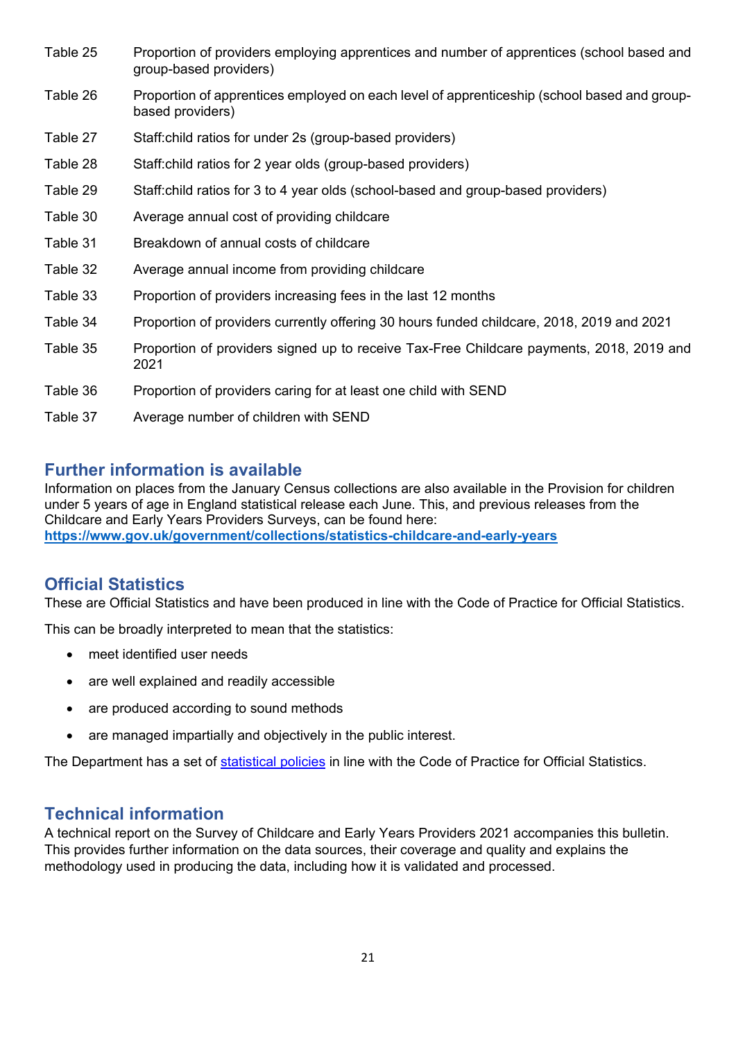| | |
|---|---|
| Table 25 | Proportion of providers employing apprentices and number of apprentices (school based and group-based providers) |
| Table 26 | Proportion of apprentices employed on each level of apprenticeship (school based and group-based providers) |
| Table 27 | Staff:child ratios for under 2s (group-based providers) |
| Table 28 | Staff:child ratios for 2 year olds (group-based providers) |
| Table 29 | Staff:child ratios for 3 to 4 year olds (school-based and group-based providers) |
| Table 30 | Average annual cost of providing childcare |
| Table 31 | Breakdown of annual costs of childcare |
| Table 32 | Average annual income from providing childcare |
| Table 33 | Proportion of providers increasing fees in the last 12 months |
| Table 34 | Proportion of providers currently offering 30 hours funded childcare, 2018, 2019 and 2021 |
| Table 35 | Proportion of providers signed up to receive Tax-Free Childcare payments, 2018, 2019 and 2021 |
| Table 36 | Proportion of providers caring for at least one child with SEND |
| Table 37 | Average number of children with SEND |

## Further information is available

Information on places from the January Census collections are also available in the Provision for children under 5 years of age in England statistical release each June. This, and previous releases from the Childcare and Early Years Providers Surveys, can be found here:
**https://www.gov.uk/government/collections/statistics-childcare-and-early-years**

## Official Statistics

These are Official Statistics and have been produced in line with the Code of Practice for Official Statistics.

This can be broadly interpreted to mean that the statistics:

- meet identified user needs
- are well explained and readily accessible
- are produced according to sound methods
- are managed impartially and objectively in the public interest.

The Department has a set of statistical policies in line with the Code of Practice for Official Statistics.

## Technical information

A technical report on the Survey of Childcare and Early Years Providers 2021 accompanies this bulletin. This provides further information on the data sources, their coverage and quality and explains the methodology used in producing the data, including how it is validated and processed.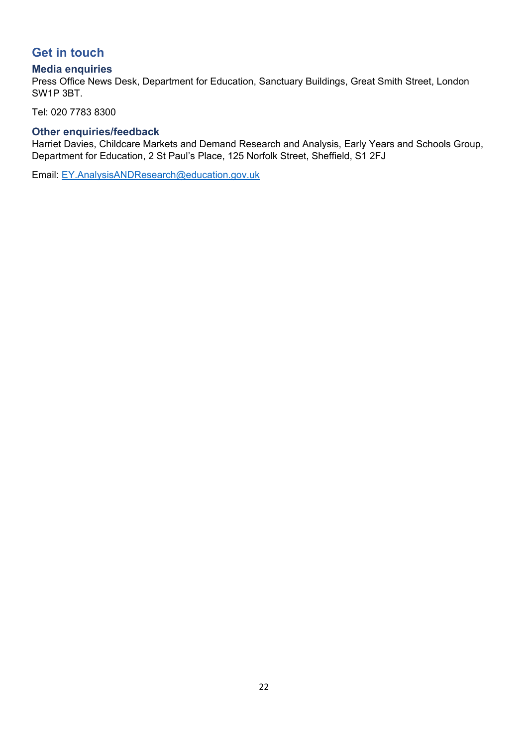## Get in touch

### Media enquiries

Press Office News Desk, Department for Education, Sanctuary Buildings, Great Smith Street, London SW1P 3BT.

Tel: 020 7783 8300

### Other enquiries/feedback

Harriet Davies, Childcare Markets and Demand Research and Analysis, Early Years and Schools Group, Department for Education, 2 St Paul's Place, 125 Norfolk Street, Sheffield, S1 2FJ

Email: EY.AnalysisANDResearch@education.gov.uk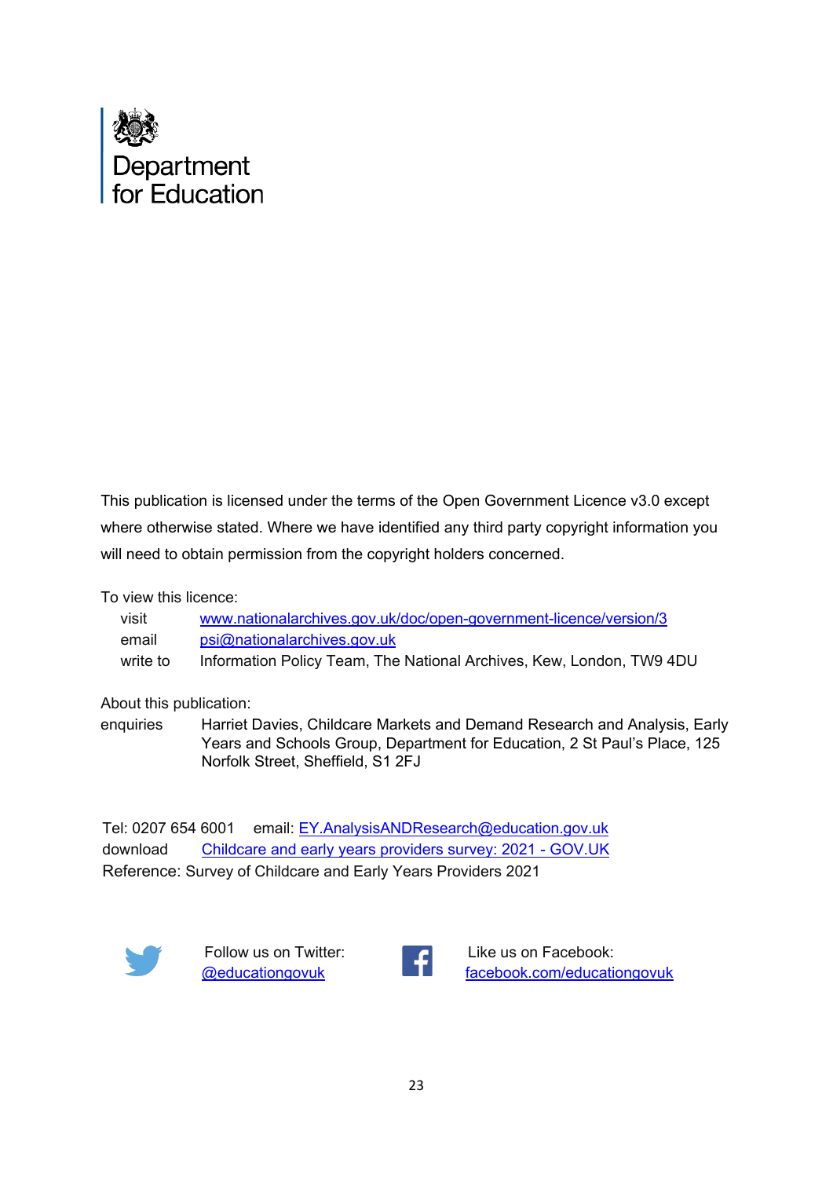Department for Education

This publication is licensed under the terms of the Open Government Licence v3.0 except where otherwise stated. Where we have identified any third party copyright information you will need to obtain permission from the copyright holders concerned.

To view this licence:

| | |
|---|---|
| visit | www.nationalarchives.gov.uk/doc/open-government-licence/version/3 |
| email | psi@nationalarchives.gov.uk |
| write to | Information Policy Team, The National Archives, Kew, London, TW9 4DU |

About this publication:

| | |
|---|---|
| enquiries | Harriet Davies, Childcare Markets and Demand Research and Analysis, Early Years and Schools Group, Department for Education, 2 St Paul's Place, 125 Norfolk Street, Sheffield, S1 2FJ |

Tel: 0207 654 6001 email: EY.AnalysisANDResearch@education.gov.uk
download Childcare and early years providers survey: 2021 - GOV.UK
Reference: Survey of Childcare and Early Years Providers 2021

Follow us on Twitter: @educationgovuk

Like us on Facebook: facebook.com/educationgovuk